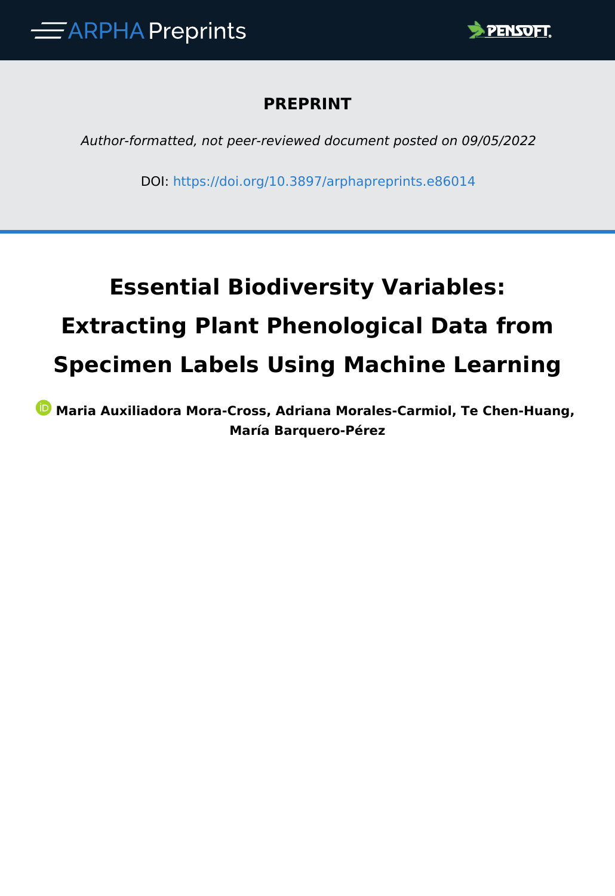ARPHA Preprints

**PREPRINT**

*Author-formatted, not peer-reviewed document posted on 09/05/2022*

DOI: https://doi.org/10.3897/arphapreprints.e86014

# Essential Biodiversity Variables: Extracting Plant Phenological Data from Specimen Labels Using Machine Learning

**Maria Auxiliadora Mora-Cross, Adriana Morales-Carmiol, Te Chen-Huang, María Barquero-Pérez**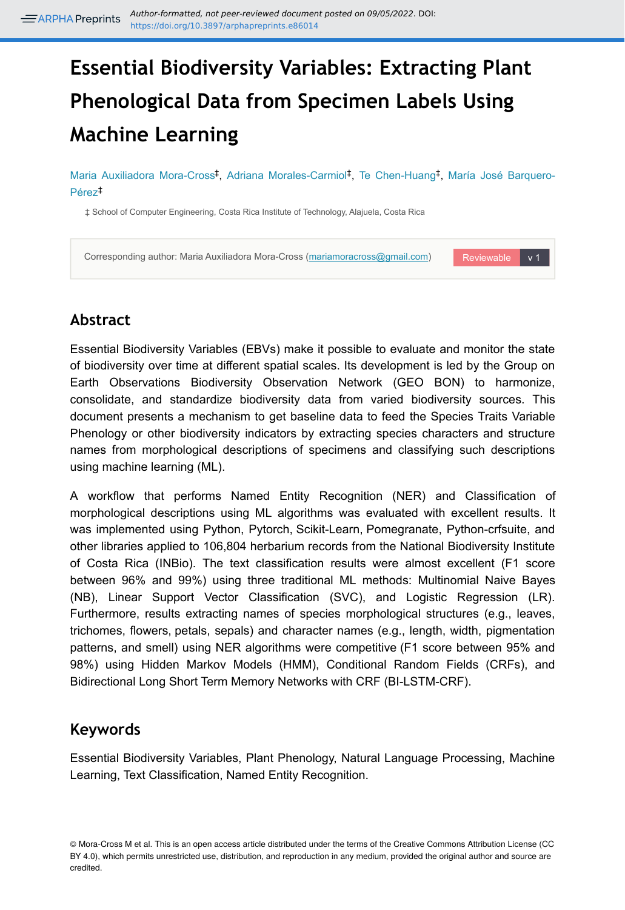# Essential Biodiversity Variables: Extracting Plant Phenological Data from Specimen Labels Using Machine Learning

Maria Auxiliadora Mora-Cross[‡], Adriana Morales-Carmiol[‡], Te Chen-Huang[‡], María José Barquero-Pérez[‡]

‡ School of Computer Engineering, Costa Rica Institute of Technology, Alajuela, Costa Rica

Corresponding author: Maria Auxiliadora Mora-Cross (mariamoracross@gmail.com)

## Abstract

Essential Biodiversity Variables (EBVs) make it possible to evaluate and monitor the state of biodiversity over time at different spatial scales. Its development is led by the Group on Earth Observations Biodiversity Observation Network (GEO BON) to harmonize, consolidate, and standardize biodiversity data from varied biodiversity sources. This document presents a mechanism to get baseline data to feed the Species Traits Variable Phenology or other biodiversity indicators by extracting species characters and structure names from morphological descriptions of specimens and classifying such descriptions using machine learning (ML).

A workflow that performs Named Entity Recognition (NER) and Classification of morphological descriptions using ML algorithms was evaluated with excellent results. It was implemented using Python, Pytorch, Scikit-Learn, Pomegranate, Python-crfsuite, and other libraries applied to 106,804 herbarium records from the National Biodiversity Institute of Costa Rica (INBio). The text classification results were almost excellent (F1 score between 96% and 99%) using three traditional ML methods: Multinomial Naive Bayes (NB), Linear Support Vector Classification (SVC), and Logistic Regression (LR). Furthermore, results extracting names of species morphological structures (e.g., leaves, trichomes, flowers, petals, sepals) and character names (e.g., length, width, pigmentation patterns, and smell) using NER algorithms were competitive (F1 score between 95% and 98%) using Hidden Markov Models (HMM), Conditional Random Fields (CRFs), and Bidirectional Long Short Term Memory Networks with CRF (BI-LSTM-CRF).

## Keywords

Essential Biodiversity Variables, Plant Phenology, Natural Language Processing, Machine Learning, Text Classification, Named Entity Recognition.

© Mora-Cross M et al. This is an open access article distributed under the terms of the Creative Commons Attribution License (CC BY 4.0), which permits unrestricted use, distribution, and reproduction in any medium, provided the original author and source are credited.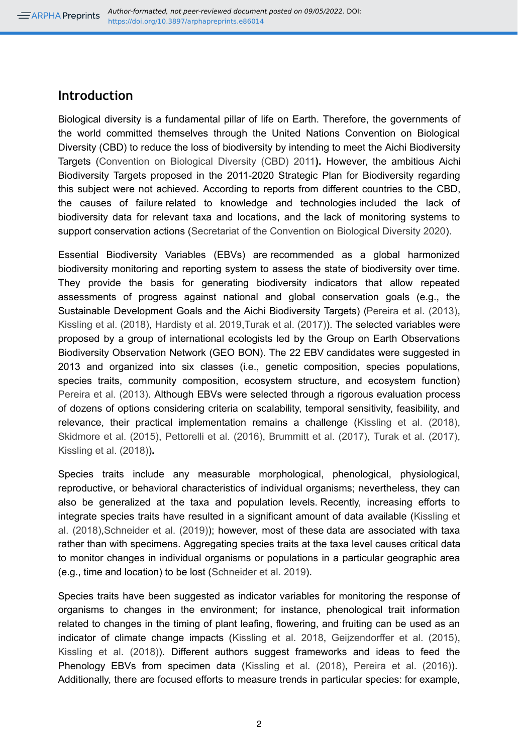## Introduction

Biological diversity is a fundamental pillar of life on Earth. Therefore, the governments of the world committed themselves through the United Nations Convention on Biological Diversity (CBD) to reduce the loss of biodiversity by intending to meet the Aichi Biodiversity Targets (Convention on Biological Diversity (CBD) 2011**).** However, the ambitious Aichi Biodiversity Targets proposed in the 2011-2020 Strategic Plan for Biodiversity regarding this subject were not achieved. According to reports from different countries to the CBD, the causes of failure related to knowledge and technologies included the lack of biodiversity data for relevant taxa and locations, and the lack of monitoring systems to support conservation actions (Secretariat of the Convention on Biological Diversity 2020).

Essential Biodiversity Variables (EBVs) are recommended as a global harmonized biodiversity monitoring and reporting system to assess the state of biodiversity over time. They provide the basis for generating biodiversity indicators that allow repeated assessments of progress against national and global conservation goals (e.g., the Sustainable Development Goals and the Aichi Biodiversity Targets) (Pereira et al. (2013), Kissling et al. (2018), Hardisty et al. 2019,Turak et al. (2017)). The selected variables were proposed by a group of international ecologists led by the Group on Earth Observations Biodiversity Observation Network (GEO BON). The 22 EBV candidates were suggested in 2013 and organized into six classes (i.e., genetic composition, species populations, species traits, community composition, ecosystem structure, and ecosystem function) Pereira et al. (2013). Although EBVs were selected through a rigorous evaluation process of dozens of options considering criteria on scalability, temporal sensitivity, feasibility, and relevance, their practical implementation remains a challenge (Kissling et al. (2018), Skidmore et al. (2015), Pettorelli et al. (2016), Brummitt et al. (2017), Turak et al. (2017), Kissling et al. (2018))**.**

Species traits include any measurable morphological, phenological, physiological, reproductive, or behavioral characteristics of individual organisms; nevertheless, they can also be generalized at the taxa and population levels. Recently, increasing efforts to integrate species traits have resulted in a significant amount of data available (Kissling et al. (2018),Schneider et al. (2019)); however, most of these data are associated with taxa rather than with specimens. Aggregating species traits at the taxa level causes critical data to monitor changes in individual organisms or populations in a particular geographic area (e.g., time and location) to be lost (Schneider et al. 2019).

Species traits have been suggested as indicator variables for monitoring the response of organisms to changes in the environment; for instance, phenological trait information related to changes in the timing of plant leafing, flowering, and fruiting can be used as an indicator of climate change impacts (Kissling et al. 2018, Geijzendorffer et al. (2015), Kissling et al. (2018)). Different authors suggest frameworks and ideas to feed the Phenology EBVs from specimen data (Kissling et al. (2018), Pereira et al. (2016)). Additionally, there are focused efforts to measure trends in particular species: for example,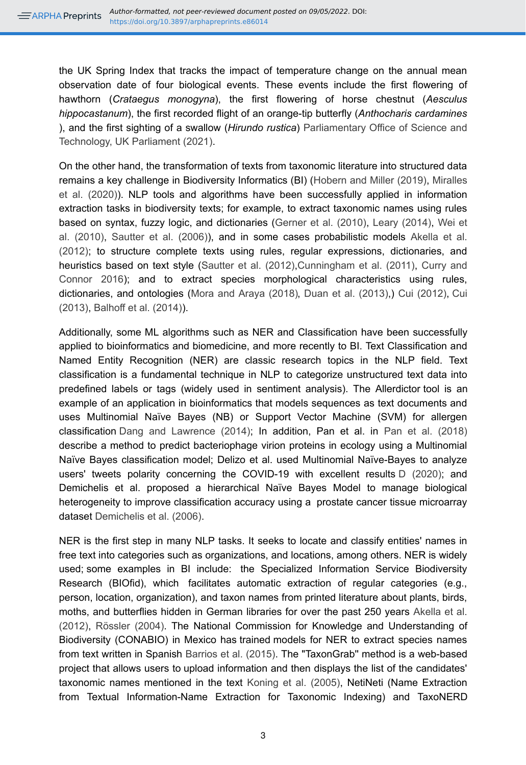the UK Spring Index that tracks the impact of temperature change on the annual mean observation date of four biological events. These events include the first flowering of hawthorn (*Crataegus monogyna*), the first flowering of horse chestnut (*Aesculus hippocastanum*), the first recorded flight of an orange-tip butterfly (*Anthocharis cardamines* ), and the first sighting of a swallow (*Hirundo rustica*) Parliamentary Office of Science and Technology, UK Parliament (2021).

On the other hand, the transformation of texts from taxonomic literature into structured data remains a key challenge in Biodiversity Informatics (BI) (Hobern and Miller (2019), Miralles et al. (2020)). NLP tools and algorithms have been successfully applied in information extraction tasks in biodiversity texts; for example, to extract taxonomic names using rules based on syntax, fuzzy logic, and dictionaries (Gerner et al. (2010), Leary (2014), Wei et al. (2010), Sautter et al. (2006)), and in some cases probabilistic models Akella et al. (2012); to structure complete texts using rules, regular expressions, dictionaries, and heuristics based on text style (Sautter et al. (2012),Cunningham et al. (2011), Curry and Connor 2016); and to extract species morphological characteristics using rules, dictionaries, and ontologies (Mora and Araya (2018), Duan et al. (2013),) Cui (2012), Cui (2013), Balhoff et al. (2014)).

Additionally, some ML algorithms such as NER and Classification have been successfully applied to bioinformatics and biomedicine, and more recently to BI. Text Classification and Named Entity Recognition (NER) are classic research topics in the NLP field. Text classification is a fundamental technique in NLP to categorize unstructured text data into predefined labels or tags (widely used in sentiment analysis). The Allerdictor tool is an example of an application in bioinformatics that models sequences as text documents and uses Multinomial Naïve Bayes (NB) or Support Vector Machine (SVM) for allergen classification Dang and Lawrence (2014); In addition, Pan et al. in Pan et al. (2018) describe a method to predict bacteriophage virion proteins in ecology using a Multinomial Naïve Bayes classification model; Delizo et al. used Multinomial Naïve-Bayes to analyze users' tweets polarity concerning the COVID-19 with excellent results D (2020); and Demichelis et al. proposed a hierarchical Naïve Bayes Model to manage biological heterogeneity to improve classification accuracy using a prostate cancer tissue microarray dataset Demichelis et al. (2006).

NER is the first step in many NLP tasks. It seeks to locate and classify entities' names in free text into categories such as organizations, and locations, among others. NER is widely used; some examples in BI include: the Specialized Information Service Biodiversity Research (BIOfid), which facilitates automatic extraction of regular categories (e.g., person, location, organization), and taxon names from printed literature about plants, birds, moths, and butterflies hidden in German libraries for over the past 250 years Akella et al. (2012), Rössler (2004). The National Commission for Knowledge and Understanding of Biodiversity (CONABIO) in Mexico has trained models for NER to extract species names from text written in Spanish Barrios et al. (2015). The "TaxonGrab" method is a web-based project that allows users to upload information and then displays the list of the candidates' taxonomic names mentioned in the text Koning et al. (2005), NetiNeti (Name Extraction from Textual Information-Name Extraction for Taxonomic Indexing) and TaxoNERD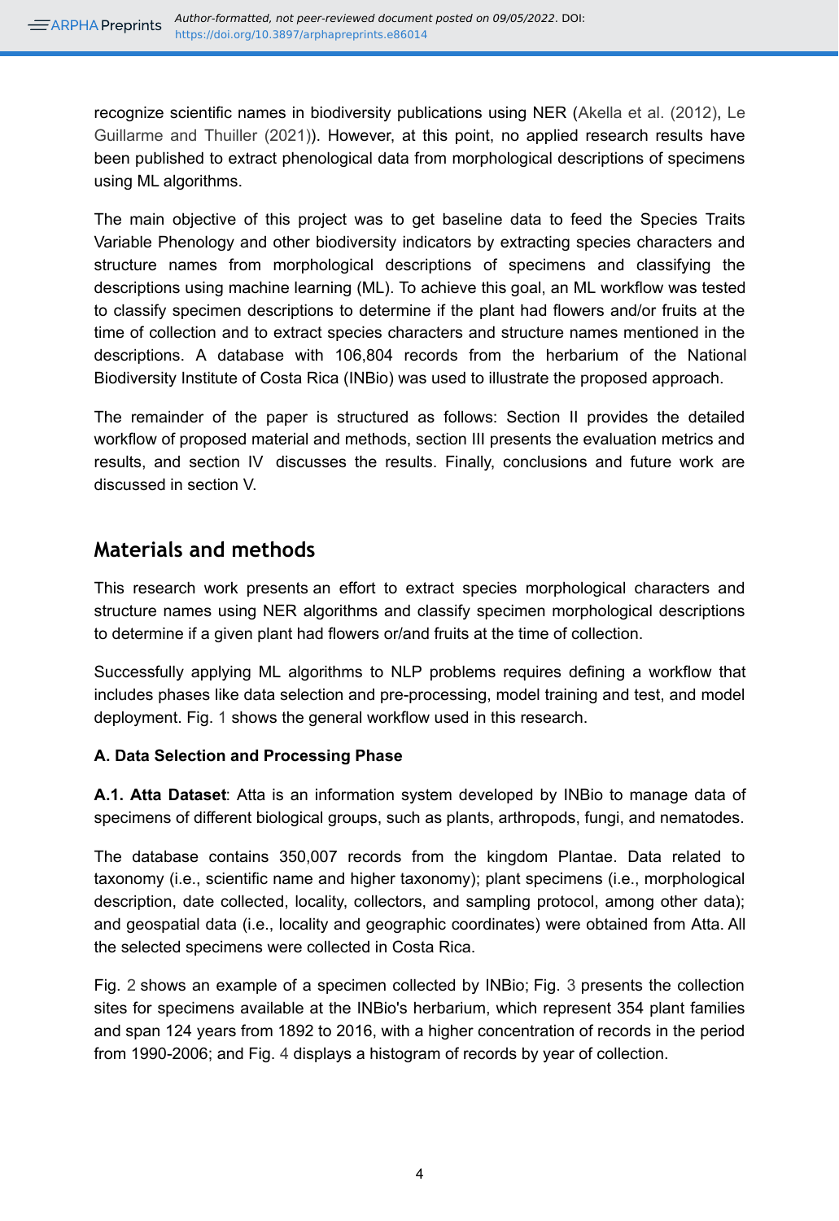recognize scientific names in biodiversity publications using NER (Akella et al. (2012), Le Guillarme and Thuiller (2021)). However, at this point, no applied research results have been published to extract phenological data from morphological descriptions of specimens using ML algorithms.

The main objective of this project was to get baseline data to feed the Species Traits Variable Phenology and other biodiversity indicators by extracting species characters and structure names from morphological descriptions of specimens and classifying the descriptions using machine learning (ML). To achieve this goal, an ML workflow was tested to classify specimen descriptions to determine if the plant had flowers and/or fruits at the time of collection and to extract species characters and structure names mentioned in the descriptions. A database with 106,804 records from the herbarium of the National Biodiversity Institute of Costa Rica (INBio) was used to illustrate the proposed approach.

The remainder of the paper is structured as follows: Section II provides the detailed workflow of proposed material and methods, section III presents the evaluation metrics and results, and section IV discusses the results. Finally, conclusions and future work are discussed in section V.

## Materials and methods

This research work presents an effort to extract species morphological characters and structure names using NER algorithms and classify specimen morphological descriptions to determine if a given plant had flowers or/and fruits at the time of collection.

Successfully applying ML algorithms to NLP problems requires defining a workflow that includes phases like data selection and pre-processing, model training and test, and model deployment. Fig. 1 shows the general workflow used in this research.

### A. Data Selection and Processing Phase

**A.1. Atta Dataset**: Atta is an information system developed by INBio to manage data of specimens of different biological groups, such as plants, arthropods, fungi, and nematodes.

The database contains 350,007 records from the kingdom Plantae. Data related to taxonomy (i.e., scientific name and higher taxonomy); plant specimens (i.e., morphological description, date collected, locality, collectors, and sampling protocol, among other data); and geospatial data (i.e., locality and geographic coordinates) were obtained from Atta. All the selected specimens were collected in Costa Rica.

Fig. 2 shows an example of a specimen collected by INBio; Fig. 3 presents the collection sites for specimens available at the INBio's herbarium, which represent 354 plant families and span 124 years from 1892 to 2016, with a higher concentration of records in the period from 1990-2006; and Fig. 4 displays a histogram of records by year of collection.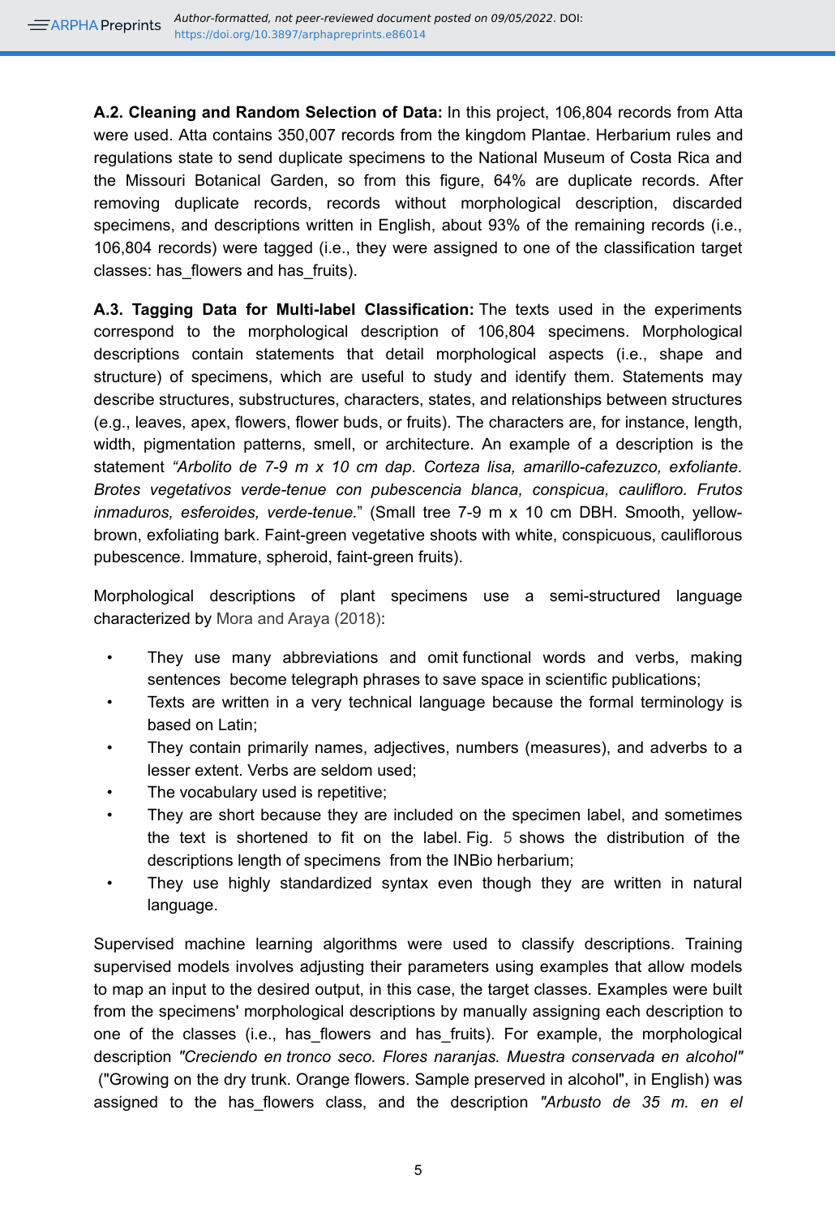**A.2. Cleaning and Random Selection of Data:** In this project, 106,804 records from Atta were used. Atta contains 350,007 records from the kingdom Plantae. Herbarium rules and regulations state to send duplicate specimens to the National Museum of Costa Rica and the Missouri Botanical Garden, so from this figure, 64% are duplicate records. After removing duplicate records, records without morphological description, discarded specimens, and descriptions written in English, about 93% of the remaining records (i.e., 106,804 records) were tagged (i.e., they were assigned to one of the classification target classes: has_flowers and has_fruits).

**A.3. Tagging Data for Multi-label Classification:** The texts used in the experiments correspond to the morphological description of 106,804 specimens. Morphological descriptions contain statements that detail morphological aspects (i.e., shape and structure) of specimens, which are useful to study and identify them. Statements may describe structures, substructures, characters, states, and relationships between structures (e.g., leaves, apex, flowers, flower buds, or fruits). The characters are, for instance, length, width, pigmentation patterns, smell, or architecture. An example of a description is the statement *"Arbolito de 7-9 m x 10 cm dap. Corteza lisa, amarillo-cafezuzco, exfoliante. Brotes vegetativos verde-tenue con pubescencia blanca, conspicua, caulifloro. Frutos inmaduros, esferoides, verde-tenue.*" (Small tree 7-9 m x 10 cm DBH. Smooth, yellow-brown, exfoliating bark. Faint-green vegetative shoots with white, conspicuous, cauliflorous pubescence. Immature, spheroid, faint-green fruits).

Morphological descriptions of plant specimens use a semi-structured language characterized by Mora and Araya (2018):

- They use many abbreviations and omit functional words and verbs, making sentences become telegraph phrases to save space in scientific publications;
- Texts are written in a very technical language because the formal terminology is based on Latin;
- They contain primarily names, adjectives, numbers (measures), and adverbs to a lesser extent. Verbs are seldom used;
- The vocabulary used is repetitive;
- They are short because they are included on the specimen label, and sometimes the text is shortened to fit on the label. Fig. 5 shows the distribution of the descriptions length of specimens from the INBio herbarium;
- They use highly standardized syntax even though they are written in natural language.

Supervised machine learning algorithms were used to classify descriptions. Training supervised models involves adjusting their parameters using examples that allow models to map an input to the desired output, in this case, the target classes. Examples were built from the specimens' morphological descriptions by manually assigning each description to one of the classes (i.e., has_flowers and has_fruits). For example, the morphological description *"Creciendo en tronco seco. Flores naranjas. Muestra conservada en alcohol"* ("Growing on the dry trunk. Orange flowers. Sample preserved in alcohol", in English) was assigned to the has_flowers class, and the description *"Arbusto de 35 m. en el*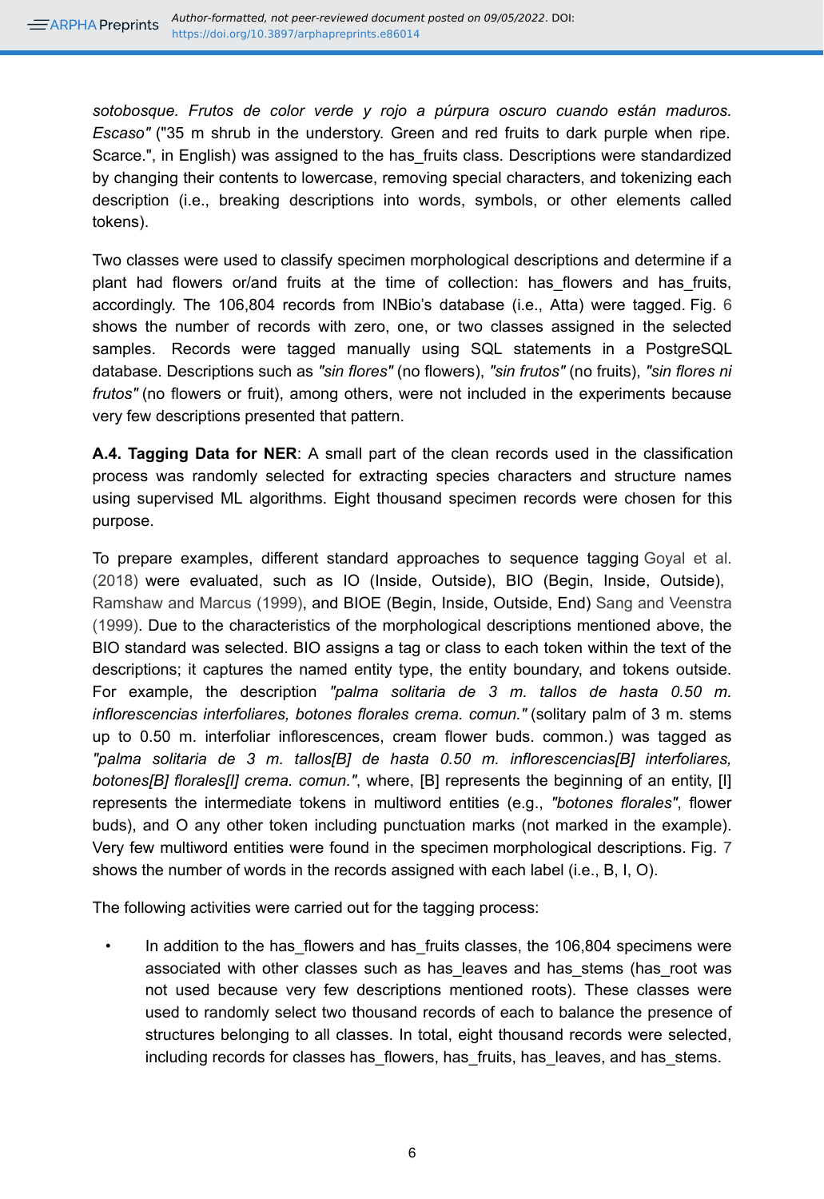*sotobosque. Frutos de color verde y rojo a púrpura oscuro cuando están maduros. Escaso"* ("35 m shrub in the understory. Green and red fruits to dark purple when ripe. Scarce.", in English) was assigned to the has_fruits class. Descriptions were standardized by changing their contents to lowercase, removing special characters, and tokenizing each description (i.e., breaking descriptions into words, symbols, or other elements called tokens).

Two classes were used to classify specimen morphological descriptions and determine if a plant had flowers or/and fruits at the time of collection: has_flowers and has_fruits, accordingly. The 106,804 records from INBio's database (i.e., Atta) were tagged. Fig. 6 shows the number of records with zero, one, or two classes assigned in the selected samples. Records were tagged manually using SQL statements in a PostgreSQL database. Descriptions such as *"sin flores"* (no flowers), *"sin frutos"* (no fruits), *"sin flores ni frutos"* (no flowers or fruit), among others, were not included in the experiments because very few descriptions presented that pattern.

**A.4. Tagging Data for NER**: A small part of the clean records used in the classification process was randomly selected for extracting species characters and structure names using supervised ML algorithms. Eight thousand specimen records were chosen for this purpose.

To prepare examples, different standard approaches to sequence tagging Goyal et al. (2018) were evaluated, such as IO (Inside, Outside), BIO (Begin, Inside, Outside), Ramshaw and Marcus (1999), and BIOE (Begin, Inside, Outside, End) Sang and Veenstra (1999). Due to the characteristics of the morphological descriptions mentioned above, the BIO standard was selected. BIO assigns a tag or class to each token within the text of the descriptions; it captures the named entity type, the entity boundary, and tokens outside. For example, the description *"palma solitaria de 3 m. tallos de hasta 0.50 m. inflorescencias interfoliares, botones florales crema. comun."* (solitary palm of 3 m. stems up to 0.50 m. interfoliar inflorescences, cream flower buds. common.) was tagged as *"palma solitaria de 3 m. tallos[B] de hasta 0.50 m. inflorescencias[B] interfoliares, botones[B] florales[I] crema. comun."*, where, [B] represents the beginning of an entity, [I] represents the intermediate tokens in multiword entities (e.g., *"botones florales"*, flower buds), and O any other token including punctuation marks (not marked in the example). Very few multiword entities were found in the specimen morphological descriptions. Fig. 7 shows the number of words in the records assigned with each label (i.e., B, I, O).

The following activities were carried out for the tagging process:

- In addition to the has_flowers and has_fruits classes, the 106,804 specimens were associated with other classes such as has_leaves and has_stems (has_root was not used because very few descriptions mentioned roots). These classes were used to randomly select two thousand records of each to balance the presence of structures belonging to all classes. In total, eight thousand records were selected, including records for classes has_flowers, has_fruits, has_leaves, and has_stems.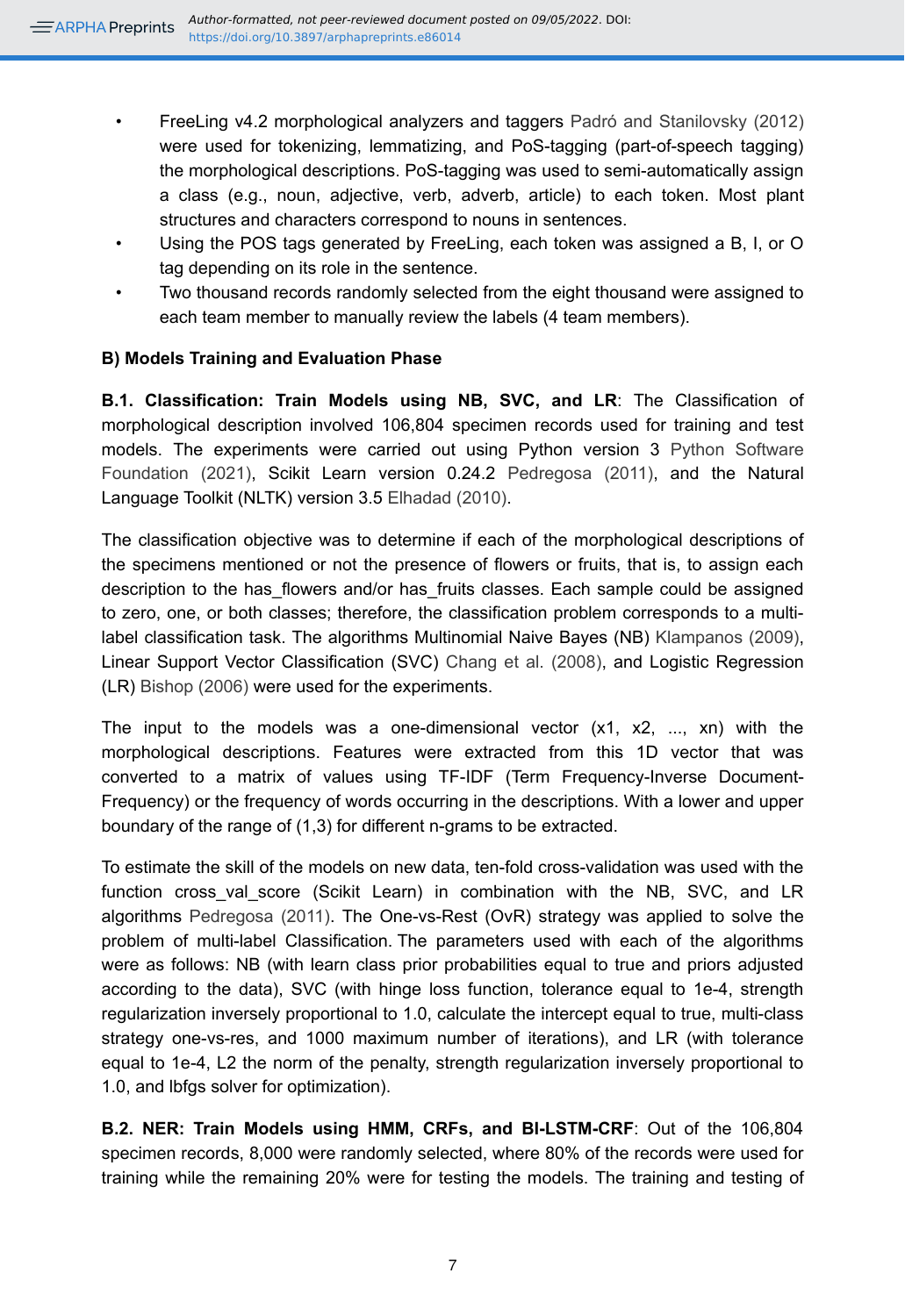- FreeLing v4.2 morphological analyzers and taggers Padró and Stanilovsky (2012) were used for tokenizing, lemmatizing, and PoS-tagging (part-of-speech tagging) the morphological descriptions. PoS-tagging was used to semi-automatically assign a class (e.g., noun, adjective, verb, adverb, article) to each token. Most plant structures and characters correspond to nouns in sentences.
- Using the POS tags generated by FreeLing, each token was assigned a B, I, or O tag depending on its role in the sentence.
- Two thousand records randomly selected from the eight thousand were assigned to each team member to manually review the labels (4 team members).

**B) Models Training and Evaluation Phase**

**B.1. Classification: Train Models using NB, SVC, and LR**: The Classification of morphological description involved 106,804 specimen records used for training and test models. The experiments were carried out using Python version 3 Python Software Foundation (2021), Scikit Learn version 0.24.2 Pedregosa (2011), and the Natural Language Toolkit (NLTK) version 3.5 Elhadad (2010).

The classification objective was to determine if each of the morphological descriptions of the specimens mentioned or not the presence of flowers or fruits, that is, to assign each description to the has_flowers and/or has_fruits classes. Each sample could be assigned to zero, one, or both classes; therefore, the classification problem corresponds to a multi-label classification task. The algorithms Multinomial Naive Bayes (NB) Klampanos (2009), Linear Support Vector Classification (SVC) Chang et al. (2008), and Logistic Regression (LR) Bishop (2006) were used for the experiments.

The input to the models was a one-dimensional vector (x1, x2, ..., xn) with the morphological descriptions. Features were extracted from this 1D vector that was converted to a matrix of values using TF-IDF (Term Frequency-Inverse Document-Frequency) or the frequency of words occurring in the descriptions. With a lower and upper boundary of the range of (1,3) for different n-grams to be extracted.

To estimate the skill of the models on new data, ten-fold cross-validation was used with the function cross_val_score (Scikit Learn) in combination with the NB, SVC, and LR algorithms Pedregosa (2011). The One-vs-Rest (OvR) strategy was applied to solve the problem of multi-label Classification. The parameters used with each of the algorithms were as follows: NB (with learn class prior probabilities equal to true and priors adjusted according to the data), SVC (with hinge loss function, tolerance equal to 1e-4, strength regularization inversely proportional to 1.0, calculate the intercept equal to true, multi-class strategy one-vs-res, and 1000 maximum number of iterations), and LR (with tolerance equal to 1e-4, L2 the norm of the penalty, strength regularization inversely proportional to 1.0, and lbfgs solver for optimization).

**B.2. NER: Train Models using HMM, CRFs, and BI-LSTM-CRF**: Out of the 106,804 specimen records, 8,000 were randomly selected, where 80% of the records were used for training while the remaining 20% were for testing the models. The training and testing of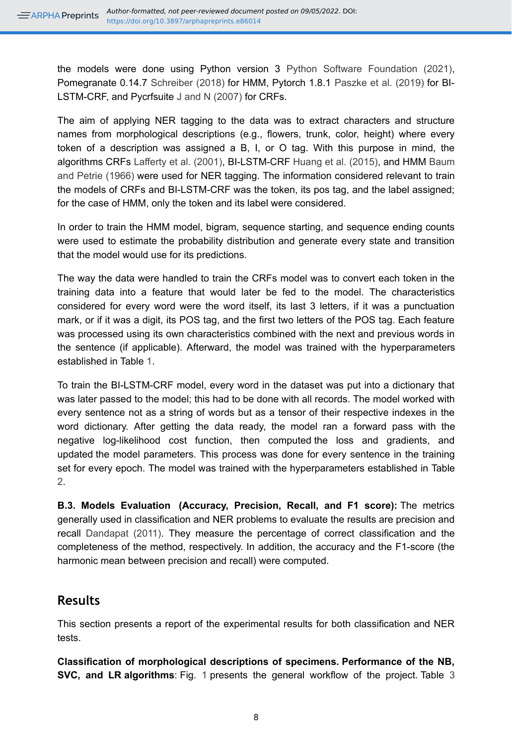the models were done using Python version 3 Python Software Foundation (2021), Pomegranate 0.14.7 Schreiber (2018) for HMM, Pytorch 1.8.1 Paszke et al. (2019) for BI-LSTM-CRF, and Pycrfsuite J and N (2007) for CRFs.

The aim of applying NER tagging to the data was to extract characters and structure names from morphological descriptions (e.g., flowers, trunk, color, height) where every token of a description was assigned a B, I, or O tag. With this purpose in mind, the algorithms CRFs Lafferty et al. (2001), BI-LSTM-CRF Huang et al. (2015), and HMM Baum and Petrie (1966) were used for NER tagging. The information considered relevant to train the models of CRFs and BI-LSTM-CRF was the token, its pos tag, and the label assigned; for the case of HMM, only the token and its label were considered.

In order to train the HMM model, bigram, sequence starting, and sequence ending counts were used to estimate the probability distribution and generate every state and transition that the model would use for its predictions.

The way the data were handled to train the CRFs model was to convert each token in the training data into a feature that would later be fed to the model. The characteristics considered for every word were the word itself, its last 3 letters, if it was a punctuation mark, or if it was a digit, its POS tag, and the first two letters of the POS tag. Each feature was processed using its own characteristics combined with the next and previous words in the sentence (if applicable). Afterward, the model was trained with the hyperparameters established in Table 1.

To train the BI-LSTM-CRF model, every word in the dataset was put into a dictionary that was later passed to the model; this had to be done with all records. The model worked with every sentence not as a string of words but as a tensor of their respective indexes in the word dictionary. After getting the data ready, the model ran a forward pass with the negative log-likelihood cost function, then computed the loss and gradients, and updated the model parameters. This process was done for every sentence in the training set for every epoch. The model was trained with the hyperparameters established in Table 2.

**B.3. Models Evaluation (Accuracy, Precision, Recall, and F1 score):** The metrics generally used in classification and NER problems to evaluate the results are precision and recall Dandapat (2011). They measure the percentage of correct classification and the completeness of the method, respectively. In addition, the accuracy and the F1-score (the harmonic mean between precision and recall) were computed.

## Results

This section presents a report of the experimental results for both classification and NER tests.

**Classification of morphological descriptions of specimens. Performance of the NB, SVC, and LR algorithms**: Fig. 1 presents the general workflow of the project. Table 3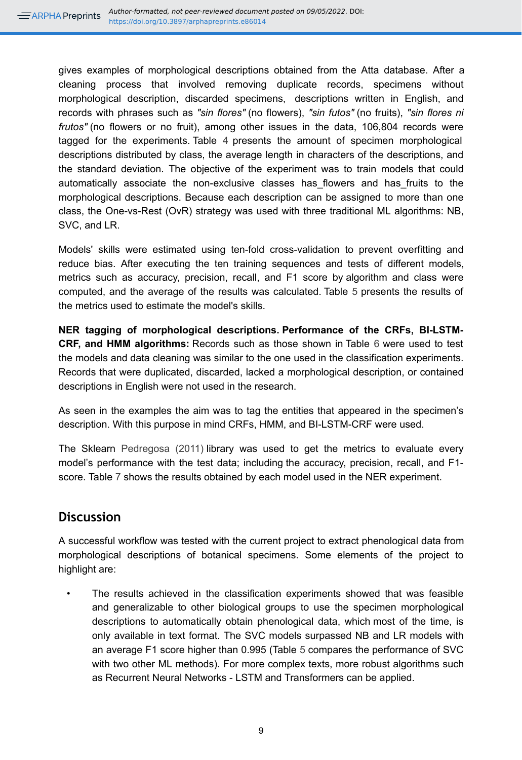gives examples of morphological descriptions obtained from the Atta database. After a cleaning process that involved removing duplicate records, specimens without morphological description, discarded specimens, descriptions written in English, and records with phrases such as *"sin flores"* (no flowers), *"sin futos"* (no fruits), *"sin flores ni frutos"* (no flowers or no fruit), among other issues in the data, 106,804 records were tagged for the experiments. Table 4 presents the amount of specimen morphological descriptions distributed by class, the average length in characters of the descriptions, and the standard deviation. The objective of the experiment was to train models that could automatically associate the non-exclusive classes has_flowers and has_fruits to the morphological descriptions. Because each description can be assigned to more than one class, the One-vs-Rest (OvR) strategy was used with three traditional ML algorithms: NB, SVC, and LR.

Models' skills were estimated using ten-fold cross-validation to prevent overfitting and reduce bias. After executing the ten training sequences and tests of different models, metrics such as accuracy, precision, recall, and F1 score by algorithm and class were computed, and the average of the results was calculated. Table 5 presents the results of the metrics used to estimate the model's skills.

**NER tagging of morphological descriptions. Performance of the CRFs, BI-LSTM-CRF, and HMM algorithms:** Records such as those shown in Table 6 were used to test the models and data cleaning was similar to the one used in the classification experiments. Records that were duplicated, discarded, lacked a morphological description, or contained descriptions in English were not used in the research.

As seen in the examples the aim was to tag the entities that appeared in the specimen's description. With this purpose in mind CRFs, HMM, and BI-LSTM-CRF were used.

The Sklearn Pedregosa (2011) library was used to get the metrics to evaluate every model's performance with the test data; including the accuracy, precision, recall, and F1-score. Table 7 shows the results obtained by each model used in the NER experiment.

## Discussion

A successful workflow was tested with the current project to extract phenological data from morphological descriptions of botanical specimens. Some elements of the project to highlight are:

- The results achieved in the classification experiments showed that was feasible and generalizable to other biological groups to use the specimen morphological descriptions to automatically obtain phenological data, which most of the time, is only available in text format. The SVC models surpassed NB and LR models with an average F1 score higher than 0.995 (Table 5 compares the performance of SVC with two other ML methods). For more complex texts, more robust algorithms such as Recurrent Neural Networks - LSTM and Transformers can be applied.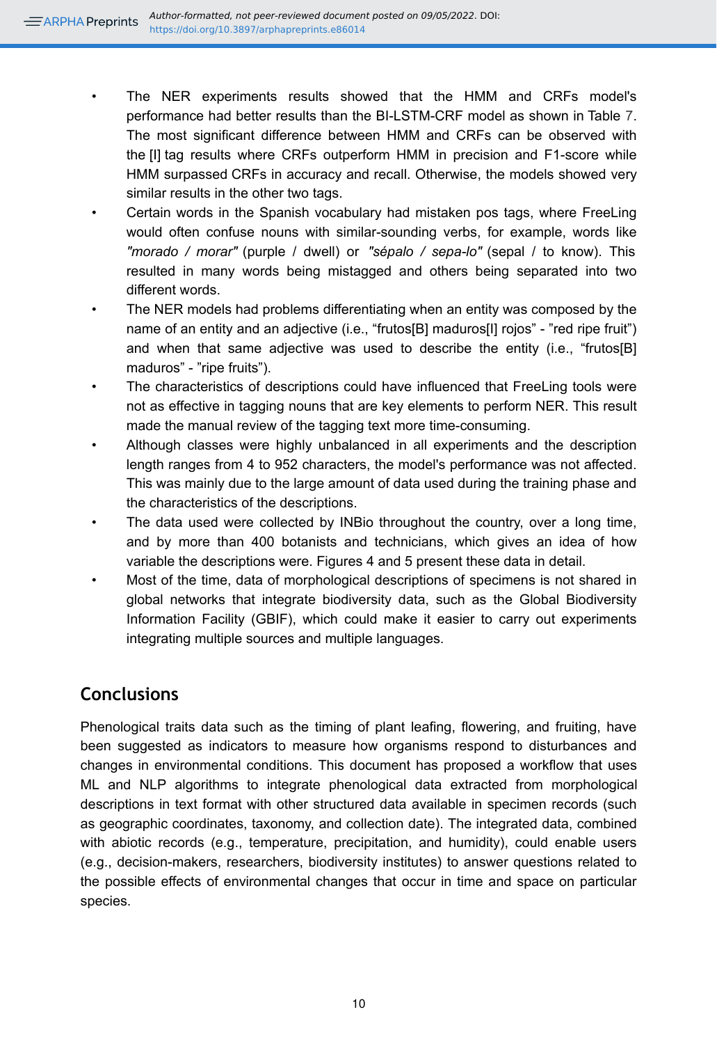- The NER experiments results showed that the HMM and CRFs model's performance had better results than the BI-LSTM-CRF model as shown in Table 7. The most significant difference between HMM and CRFs can be observed with the [I] tag results where CRFs outperform HMM in precision and F1-score while HMM surpassed CRFs in accuracy and recall. Otherwise, the models showed very similar results in the other two tags.
- Certain words in the Spanish vocabulary had mistaken pos tags, where FreeLing would often confuse nouns with similar-sounding verbs, for example, words like *"morado / morar"* (purple / dwell) or *"sépalo / sepa-lo"* (sepal / to know). This resulted in many words being mistagged and others being separated into two different words.
- The NER models had problems differentiating when an entity was composed by the name of an entity and an adjective (i.e., "frutos[B] maduros[I] rojos" - "red ripe fruit") and when that same adjective was used to describe the entity (i.e., "frutos[B] maduros" - "ripe fruits").
- The characteristics of descriptions could have influenced that FreeLing tools were not as effective in tagging nouns that are key elements to perform NER. This result made the manual review of the tagging text more time-consuming.
- Although classes were highly unbalanced in all experiments and the description length ranges from 4 to 952 characters, the model's performance was not affected. This was mainly due to the large amount of data used during the training phase and the characteristics of the descriptions.
- The data used were collected by INBio throughout the country, over a long time, and by more than 400 botanists and technicians, which gives an idea of how variable the descriptions were. Figures 4 and 5 present these data in detail.
- Most of the time, data of morphological descriptions of specimens is not shared in global networks that integrate biodiversity data, such as the Global Biodiversity Information Facility (GBIF), which could make it easier to carry out experiments integrating multiple sources and multiple languages.

## Conclusions

Phenological traits data such as the timing of plant leafing, flowering, and fruiting, have been suggested as indicators to measure how organisms respond to disturbances and changes in environmental conditions. This document has proposed a workflow that uses ML and NLP algorithms to integrate phenological data extracted from morphological descriptions in text format with other structured data available in specimen records (such as geographic coordinates, taxonomy, and collection date). The integrated data, combined with abiotic records (e.g., temperature, precipitation, and humidity), could enable users (e.g., decision-makers, researchers, biodiversity institutes) to answer questions related to the possible effects of environmental changes that occur in time and space on particular species.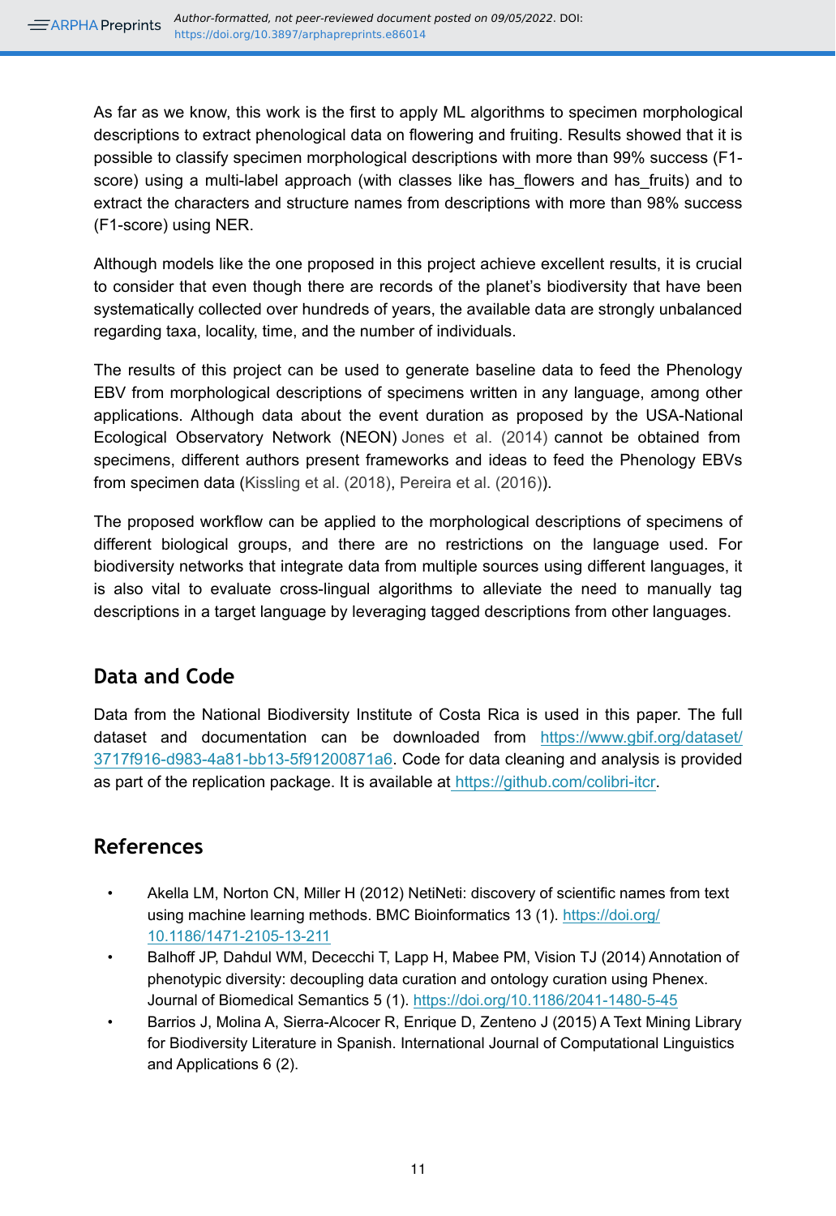As far as we know, this work is the first to apply ML algorithms to specimen morphological descriptions to extract phenological data on flowering and fruiting. Results showed that it is possible to classify specimen morphological descriptions with more than 99% success (F1-score) using a multi-label approach (with classes like has_flowers and has_fruits) and to extract the characters and structure names from descriptions with more than 98% success (F1-score) using NER.

Although models like the one proposed in this project achieve excellent results, it is crucial to consider that even though there are records of the planet's biodiversity that have been systematically collected over hundreds of years, the available data are strongly unbalanced regarding taxa, locality, time, and the number of individuals.

The results of this project can be used to generate baseline data to feed the Phenology EBV from morphological descriptions of specimens written in any language, among other applications. Although data about the event duration as proposed by the USA-National Ecological Observatory Network (NEON) Jones et al. (2014) cannot be obtained from specimens, different authors present frameworks and ideas to feed the Phenology EBVs from specimen data (Kissling et al. (2018), Pereira et al. (2016)).

The proposed workflow can be applied to the morphological descriptions of specimens of different biological groups, and there are no restrictions on the language used. For biodiversity networks that integrate data from multiple sources using different languages, it is also vital to evaluate cross-lingual algorithms to alleviate the need to manually tag descriptions in a target language by leveraging tagged descriptions from other languages.

## Data and Code

Data from the National Biodiversity Institute of Costa Rica is used in this paper. The full dataset and documentation can be downloaded from https://www.gbif.org/dataset/3717f916-d983-4a81-bb13-5f91200871a6. Code for data cleaning and analysis is provided as part of the replication package. It is available at https://github.com/colibri-itcr.

## References

- Akella LM, Norton CN, Miller H (2012) NetiNeti: discovery of scientific names from text using machine learning methods. BMC Bioinformatics 13 (1). https://doi.org/10.1186/1471-2105-13-211
- Balhoff JP, Dahdul WM, Dececchi T, Lapp H, Mabee PM, Vision TJ (2014) Annotation of phenotypic diversity: decoupling data curation and ontology curation using Phenex. Journal of Biomedical Semantics 5 (1). https://doi.org/10.1186/2041-1480-5-45
- Barrios J, Molina A, Sierra-Alcocer R, Enrique D, Zenteno J (2015) A Text Mining Library for Biodiversity Literature in Spanish. International Journal of Computational Linguistics and Applications 6 (2).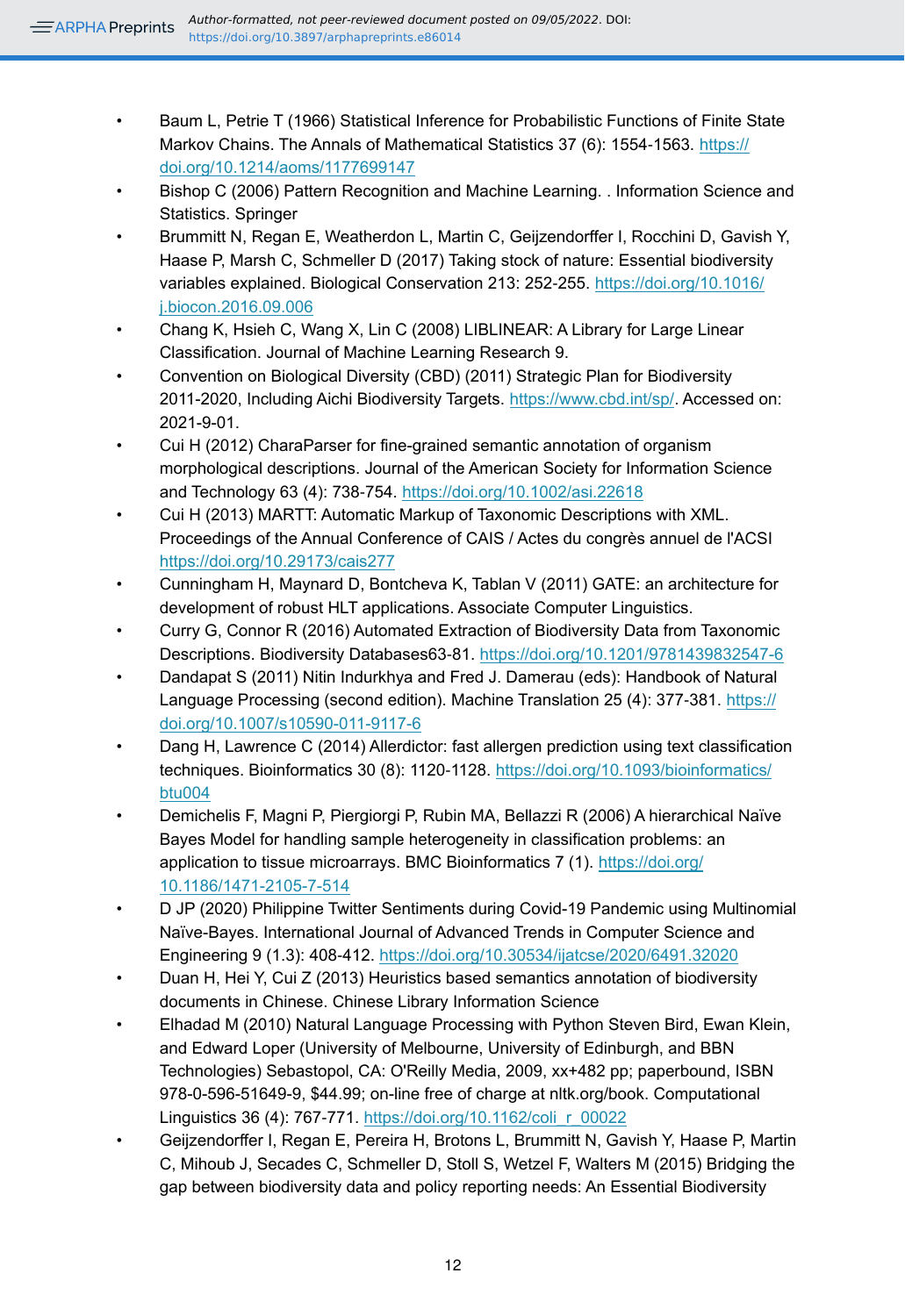- Baum L, Petrie T (1966) Statistical Inference for Probabilistic Functions of Finite State Markov Chains. The Annals of Mathematical Statistics 37 (6): 1554‑1563. https://doi.org/10.1214/aoms/1177699147
- Bishop C (2006) Pattern Recognition and Machine Learning. . Information Science and Statistics. Springer
- Brummitt N, Regan E, Weatherdon L, Martin C, Geijzendorffer I, Rocchini D, Gavish Y, Haase P, Marsh C, Schmeller D (2017) Taking stock of nature: Essential biodiversity variables explained. Biological Conservation 213: 252‑255. https://doi.org/10.1016/j.biocon.2016.09.006
- Chang K, Hsieh C, Wang X, Lin C (2008) LIBLINEAR: A Library for Large Linear Classification. Journal of Machine Learning Research 9.
- Convention on Biological Diversity (CBD) (2011) Strategic Plan for Biodiversity 2011-2020, Including Aichi Biodiversity Targets. https://www.cbd.int/sp/. Accessed on: 2021-9-01.
- Cui H (2012) CharaParser for fine-grained semantic annotation of organism morphological descriptions. Journal of the American Society for Information Science and Technology 63 (4): 738‑754. https://doi.org/10.1002/asi.22618
- Cui H (2013) MARTT: Automatic Markup of Taxonomic Descriptions with XML. Proceedings of the Annual Conference of CAIS / Actes du congrès annuel de l'ACSI https://doi.org/10.29173/cais277
- Cunningham H, Maynard D, Bontcheva K, Tablan V (2011) GATE: an architecture for development of robust HLT applications. Associate Computer Linguistics.
- Curry G, Connor R (2016) Automated Extraction of Biodiversity Data from Taxonomic Descriptions. Biodiversity Databases63‑81. https://doi.org/10.1201/9781439832547-6
- Dandapat S (2011) Nitin Indurkhya and Fred J. Damerau (eds): Handbook of Natural Language Processing (second edition). Machine Translation 25 (4): 377‑381. https://doi.org/10.1007/s10590-011-9117-6
- Dang H, Lawrence C (2014) Allerdictor: fast allergen prediction using text classification techniques. Bioinformatics 30 (8): 1120‑1128. https://doi.org/10.1093/bioinformatics/btu004
- Demichelis F, Magni P, Piergiorgi P, Rubin MA, Bellazzi R (2006) A hierarchical Naïve Bayes Model for handling sample heterogeneity in classification problems: an application to tissue microarrays. BMC Bioinformatics 7 (1). https://doi.org/10.1186/1471-2105-7-514
- D JP (2020) Philippine Twitter Sentiments during Covid-19 Pandemic using Multinomial Naïve-Bayes. International Journal of Advanced Trends in Computer Science and Engineering 9 (1.3): 408‑412. https://doi.org/10.30534/ijatcse/2020/6491.32020
- Duan H, Hei Y, Cui Z (2013) Heuristics based semantics annotation of biodiversity documents in Chinese. Chinese Library Information Science
- Elhadad M (2010) Natural Language Processing with Python Steven Bird, Ewan Klein, and Edward Loper (University of Melbourne, University of Edinburgh, and BBN Technologies) Sebastopol, CA: O'Reilly Media, 2009, xx+482 pp; paperbound, ISBN 978-0-596-51649-9, $44.99; on-line free of charge at nltk.org/book. Computational Linguistics 36 (4): 767‑771. https://doi.org/10.1162/coli_r_00022
- Geijzendorffer I, Regan E, Pereira H, Brotons L, Brummitt N, Gavish Y, Haase P, Martin C, Mihoub J, Secades C, Schmeller D, Stoll S, Wetzel F, Walters M (2015) Bridging the gap between biodiversity data and policy reporting needs: An Essential Biodiversity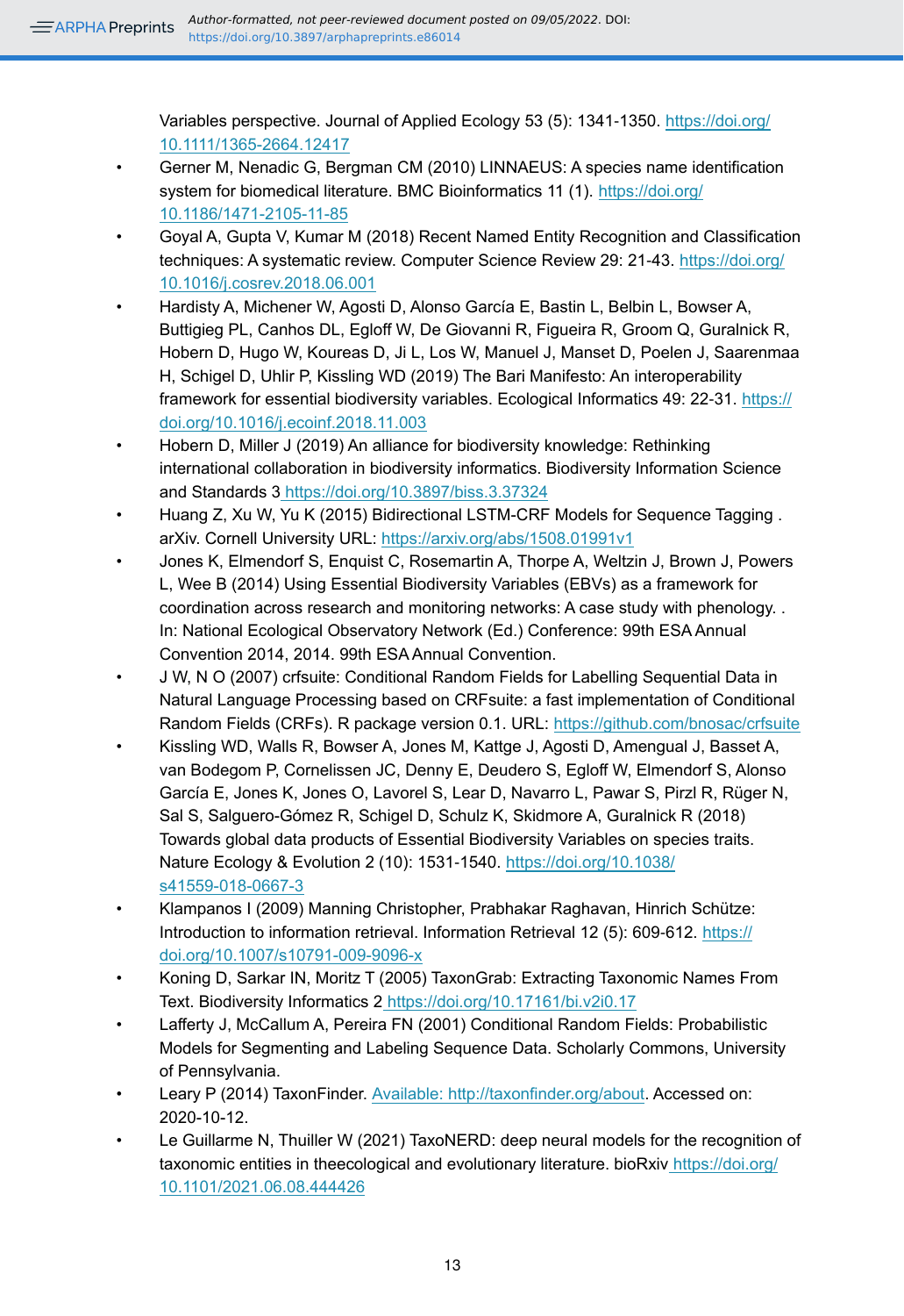Variables perspective. Journal of Applied Ecology 53 (5): 1341-1350. https://doi.org/10.1111/1365-2664.12417

- Gerner M, Nenadic G, Bergman CM (2010) LINNAEUS: A species name identification system for biomedical literature. BMC Bioinformatics 11 (1). https://doi.org/10.1186/1471-2105-11-85
- Goyal A, Gupta V, Kumar M (2018) Recent Named Entity Recognition and Classification techniques: A systematic review. Computer Science Review 29: 21-43. https://doi.org/10.1016/j.cosrev.2018.06.001
- Hardisty A, Michener W, Agosti D, Alonso García E, Bastin L, Belbin L, Bowser A, Buttigieg PL, Canhos DL, Egloff W, De Giovanni R, Figueira R, Groom Q, Guralnick R, Hobern D, Hugo W, Koureas D, Ji L, Los W, Manuel J, Manset D, Poelen J, Saarenmaa H, Schigel D, Uhlir P, Kissling WD (2019) The Bari Manifesto: An interoperability framework for essential biodiversity variables. Ecological Informatics 49: 22-31. https://doi.org/10.1016/j.ecoinf.2018.11.003
- Hobern D, Miller J (2019) An alliance for biodiversity knowledge: Rethinking international collaboration in biodiversity informatics. Biodiversity Information Science and Standards 3 https://doi.org/10.3897/biss.3.37324
- Huang Z, Xu W, Yu K (2015) Bidirectional LSTM-CRF Models for Sequence Tagging . arXiv. Cornell University URL: https://arxiv.org/abs/1508.01991v1
- Jones K, Elmendorf S, Enquist C, Rosemartin A, Thorpe A, Weltzin J, Brown J, Powers L, Wee B (2014) Using Essential Biodiversity Variables (EBVs) as a framework for coordination across research and monitoring networks: A case study with phenology. . In: National Ecological Observatory Network (Ed.) Conference: 99th ESA Annual Convention 2014, 2014. 99th ESA Annual Convention.
- J W, N O (2007) crfsuite: Conditional Random Fields for Labelling Sequential Data in Natural Language Processing based on CRFsuite: a fast implementation of Conditional Random Fields (CRFs). R package version 0.1. URL: https://github.com/bnosac/crfsuite
- Kissling WD, Walls R, Bowser A, Jones M, Kattge J, Agosti D, Amengual J, Basset A, van Bodegom P, Cornelissen JC, Denny E, Deudero S, Egloff W, Elmendorf S, Alonso García E, Jones K, Jones O, Lavorel S, Lear D, Navarro L, Pawar S, Pirzl R, Rüger N, Sal S, Salguero-Gómez R, Schigel D, Schulz K, Skidmore A, Guralnick R (2018) Towards global data products of Essential Biodiversity Variables on species traits. Nature Ecology & Evolution 2 (10): 1531-1540. https://doi.org/10.1038/s41559-018-0667-3
- Klampanos I (2009) Manning Christopher, Prabhakar Raghavan, Hinrich Schütze: Introduction to information retrieval. Information Retrieval 12 (5): 609-612. https://doi.org/10.1007/s10791-009-9096-x
- Koning D, Sarkar IN, Moritz T (2005) TaxonGrab: Extracting Taxonomic Names From Text. Biodiversity Informatics 2 https://doi.org/10.17161/bi.v2i0.17
- Lafferty J, McCallum A, Pereira FN (2001) Conditional Random Fields: Probabilistic Models for Segmenting and Labeling Sequence Data. Scholarly Commons, University of Pennsylvania.
- Leary P (2014) TaxonFinder. Available: http://taxonfinder.org/about. Accessed on: 2020-10-12.
- Le Guillarme N, Thuiller W (2021) TaxoNERD: deep neural models for the recognition of taxonomic entities in theecological and evolutionary literature. bioRxiv https://doi.org/10.1101/2021.06.08.444426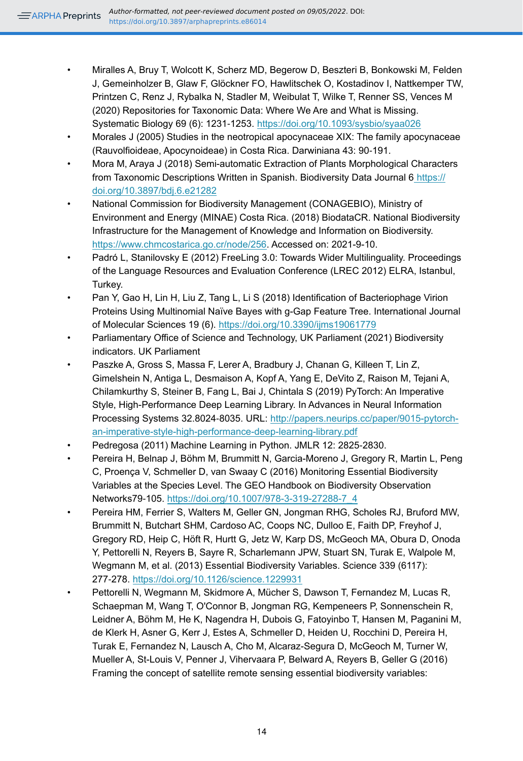- Miralles A, Bruy T, Wolcott K, Scherz MD, Begerow D, Beszteri B, Bonkowski M, Felden J, Gemeinholzer B, Glaw F, Glöckner FO, Hawlitschek O, Kostadinov I, Nattkemper TW, Printzen C, Renz J, Rybalka N, Stadler M, Weibulat T, Wilke T, Renner SS, Vences M (2020) Repositories for Taxonomic Data: Where We Are and What is Missing. Systematic Biology 69 (6): 1231‑1253. https://doi.org/10.1093/sysbio/syaa026
- Morales J (2005) Studies in the neotropical apocynaceae XIX: The family apocynaceae (Rauvolfioideae, Apocynoideae) in Costa Rica. Darwiniana 43: 90‑191.
- Mora M, Araya J (2018) Semi-automatic Extraction of Plants Morphological Characters from Taxonomic Descriptions Written in Spanish. Biodiversity Data Journal 6 https://doi.org/10.3897/bdj.6.e21282
- National Commission for Biodiversity Management (CONAGEBIO), Ministry of Environment and Energy (MINAE) Costa Rica. (2018) BiodataCR. National Biodiversity Infrastructure for the Management of Knowledge and Information on Biodiversity. https://www.chmcostarica.go.cr/node/256. Accessed on: 2021-9-10.
- Padró L, Stanilovsky E (2012) FreeLing 3.0: Towards Wider Multilinguality. Proceedings of the Language Resources and Evaluation Conference (LREC 2012) ELRA, Istanbul, Turkey.
- Pan Y, Gao H, Lin H, Liu Z, Tang L, Li S (2018) Identification of Bacteriophage Virion Proteins Using Multinomial Naïve Bayes with g-Gap Feature Tree. International Journal of Molecular Sciences 19 (6). https://doi.org/10.3390/ijms19061779
- Parliamentary Office of Science and Technology, UK Parliament (2021) Biodiversity indicators. UK Parliament
- Paszke A, Gross S, Massa F, Lerer A, Bradbury J, Chanan G, Killeen T, Lin Z, Gimelshein N, Antiga L, Desmaison A, Kopf A, Yang E, DeVito Z, Raison M, Tejani A, Chilamkurthy S, Steiner B, Fang L, Bai J, Chintala S (2019) PyTorch: An Imperative Style, High-Performance Deep Learning Library. In Advances in Neural Information Processing Systems 32.8024-8035. URL: http://papers.neurips.cc/paper/9015-pytorch-an-imperative-style-high-performance-deep-learning-library.pdf
- Pedregosa (2011) Machine Learning in Python. JMLR 12: 2825‑2830.
- Pereira H, Belnap J, Böhm M, Brummitt N, Garcia-Moreno J, Gregory R, Martin L, Peng C, Proença V, Schmeller D, van Swaay C (2016) Monitoring Essential Biodiversity Variables at the Species Level. The GEO Handbook on Biodiversity Observation Networks79-105. https://doi.org/10.1007/978-3-319-27288-7_4
- Pereira HM, Ferrier S, Walters M, Geller GN, Jongman RHG, Scholes RJ, Bruford MW, Brummitt N, Butchart SHM, Cardoso AC, Coops NC, Dulloo E, Faith DP, Freyhof J, Gregory RD, Heip C, Höft R, Hurtt G, Jetz W, Karp DS, McGeoch MA, Obura D, Onoda Y, Pettorelli N, Reyers B, Sayre R, Scharlemann JPW, Stuart SN, Turak E, Walpole M, Wegmann M, et al. (2013) Essential Biodiversity Variables. Science 339 (6117): 277‑278. https://doi.org/10.1126/science.1229931
- Pettorelli N, Wegmann M, Skidmore A, Mücher S, Dawson T, Fernandez M, Lucas R, Schaepman M, Wang T, O'Connor B, Jongman RG, Kempeneers P, Sonnenschein R, Leidner A, Böhm M, He K, Nagendra H, Dubois G, Fatoyinbo T, Hansen M, Paganini M, de Klerk H, Asner G, Kerr J, Estes A, Schmeller D, Heiden U, Rocchini D, Pereira H, Turak E, Fernandez N, Lausch A, Cho M, Alcaraz-Segura D, McGeoch M, Turner W, Mueller A, St-Louis V, Penner J, Vihervaara P, Belward A, Reyers B, Geller G (2016) Framing the concept of satellite remote sensing essential biodiversity variables: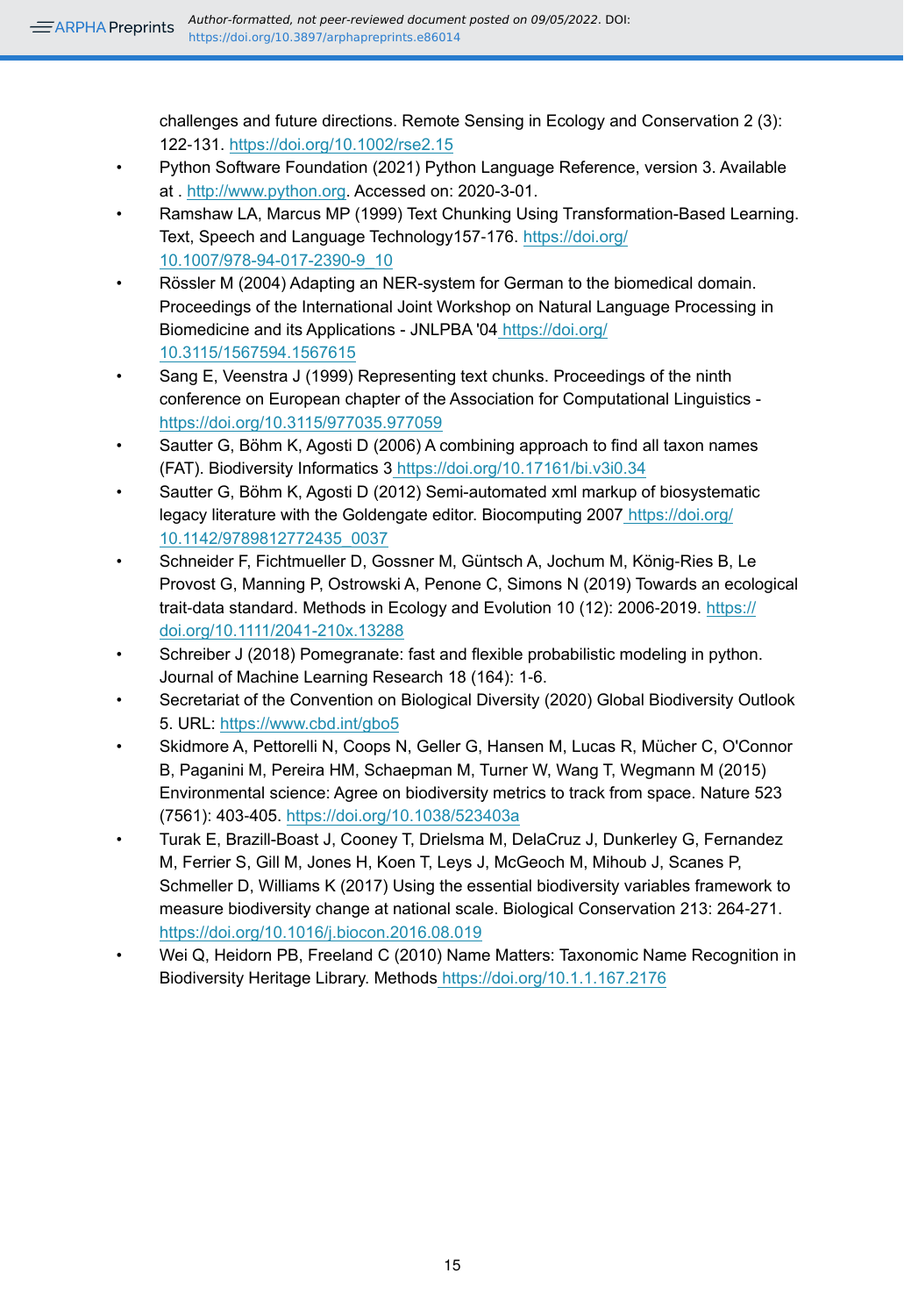challenges and future directions. Remote Sensing in Ecology and Conservation 2 (3): 122-131. https://doi.org/10.1002/rse2.15

- Python Software Foundation (2021) Python Language Reference, version 3. Available at . http://www.python.org. Accessed on: 2020-3-01.
- Ramshaw LA, Marcus MP (1999) Text Chunking Using Transformation-Based Learning. Text, Speech and Language Technology157-176. https://doi.org/10.1007/978-94-017-2390-9_10
- Rössler M (2004) Adapting an NER-system for German to the biomedical domain. Proceedings of the International Joint Workshop on Natural Language Processing in Biomedicine and its Applications - JNLPBA '04 https://doi.org/10.3115/1567594.1567615
- Sang E, Veenstra J (1999) Representing text chunks. Proceedings of the ninth conference on European chapter of the Association for Computational Linguistics - https://doi.org/10.3115/977035.977059
- Sautter G, Böhm K, Agosti D (2006) A combining approach to find all taxon names (FAT). Biodiversity Informatics 3 https://doi.org/10.17161/bi.v3i0.34
- Sautter G, Böhm K, Agosti D (2012) Semi-automated xml markup of biosystematic legacy literature with the Goldengate editor. Biocomputing 2007 https://doi.org/10.1142/9789812772435_0037
- Schneider F, Fichtmueller D, Gossner M, Güntsch A, Jochum M, König-Ries B, Le Provost G, Manning P, Ostrowski A, Penone C, Simons N (2019) Towards an ecological trait-data standard. Methods in Ecology and Evolution 10 (12): 2006-2019. https://doi.org/10.1111/2041-210x.13288
- Schreiber J (2018) Pomegranate: fast and flexible probabilistic modeling in python. Journal of Machine Learning Research 18 (164): 1-6.
- Secretariat of the Convention on Biological Diversity (2020) Global Biodiversity Outlook 5. URL: https://www.cbd.int/gbo5
- Skidmore A, Pettorelli N, Coops N, Geller G, Hansen M, Lucas R, Mücher C, O'Connor B, Paganini M, Pereira HM, Schaepman M, Turner W, Wang T, Wegmann M (2015) Environmental science: Agree on biodiversity metrics to track from space. Nature 523 (7561): 403-405. https://doi.org/10.1038/523403a
- Turak E, Brazill-Boast J, Cooney T, Drielsma M, DelaCruz J, Dunkerley G, Fernandez M, Ferrier S, Gill M, Jones H, Koen T, Leys J, McGeoch M, Mihoub J, Scanes P, Schmeller D, Williams K (2017) Using the essential biodiversity variables framework to measure biodiversity change at national scale. Biological Conservation 213: 264-271. https://doi.org/10.1016/j.biocon.2016.08.019
- Wei Q, Heidorn PB, Freeland C (2010) Name Matters: Taxonomic Name Recognition in Biodiversity Heritage Library. Methods https://doi.org/10.1.1.167.2176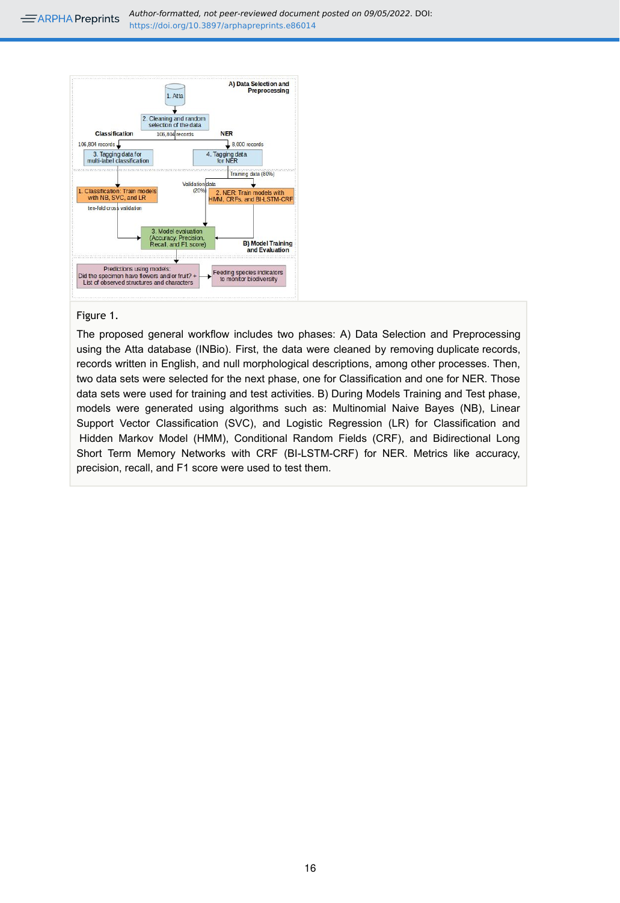Figure 1.

The proposed general workflow includes two phases: A) Data Selection and Preprocessing using the Atta database (INBio). First, the data were cleaned by removing duplicate records, records written in English, and null morphological descriptions, among other processes. Then, two data sets were selected for the next phase, one for Classification and one for NER. Those data sets were used for training and test activities. B) During Models Training and Test phase, models were generated using algorithms such as: Multinomial Naive Bayes (NB), Linear Support Vector Classification (SVC), and Logistic Regression (LR) for Classification and Hidden Markov Model (HMM), Conditional Random Fields (CRF), and Bidirectional Long Short Term Memory Networks with CRF (BI-LSTM-CRF) for NER. Metrics like accuracy, precision, recall, and F1 score were used to test them.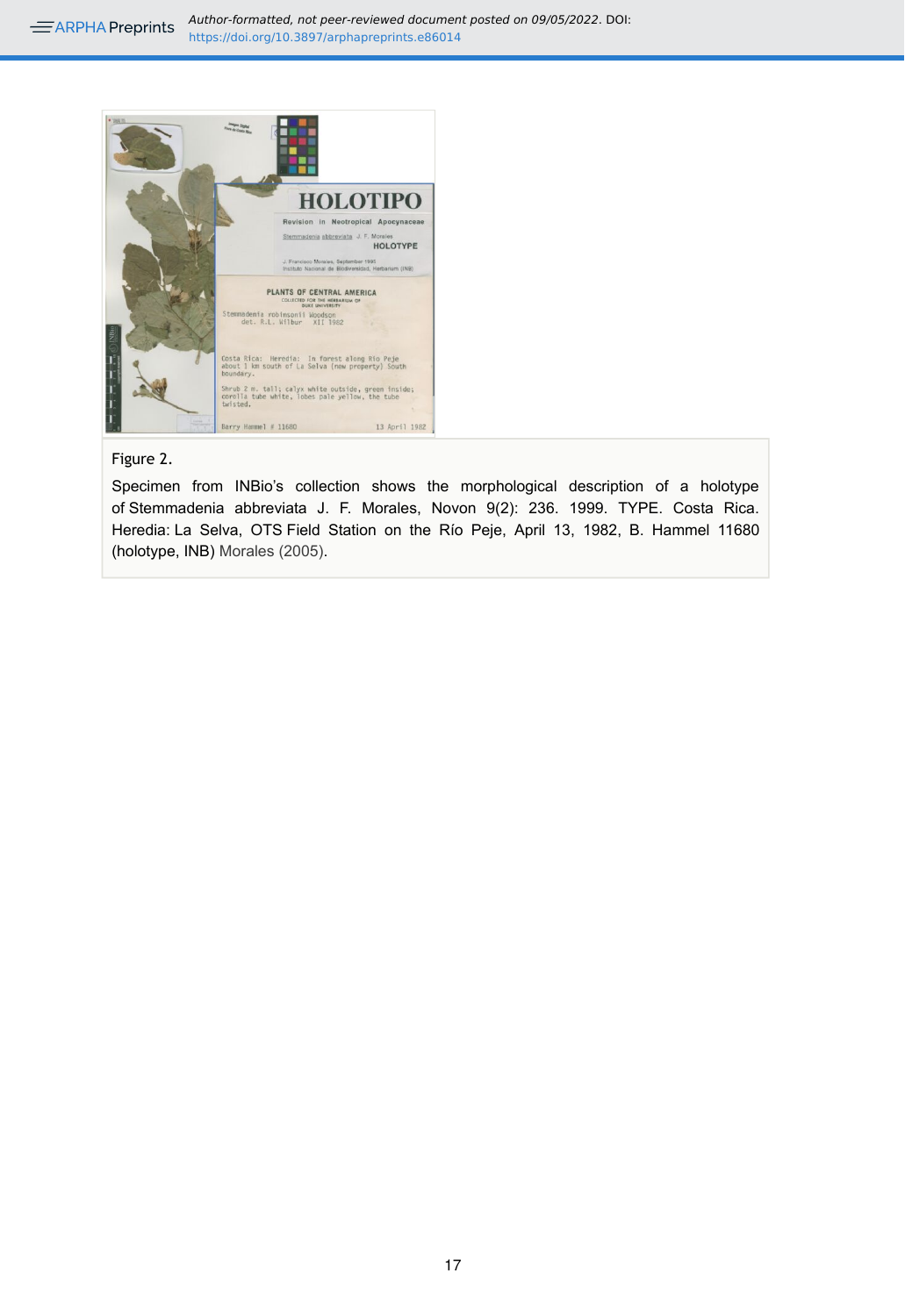Figure 2.

Specimen from INBio's collection shows the morphological description of a holotype of Stemmadenia abbreviata J. F. Morales, Novon 9(2): 236. 1999. TYPE. Costa Rica. Heredia: La Selva, OTS Field Station on the Río Peje, April 13, 1982, B. Hammel 11680 (holotype, INB) Morales (2005).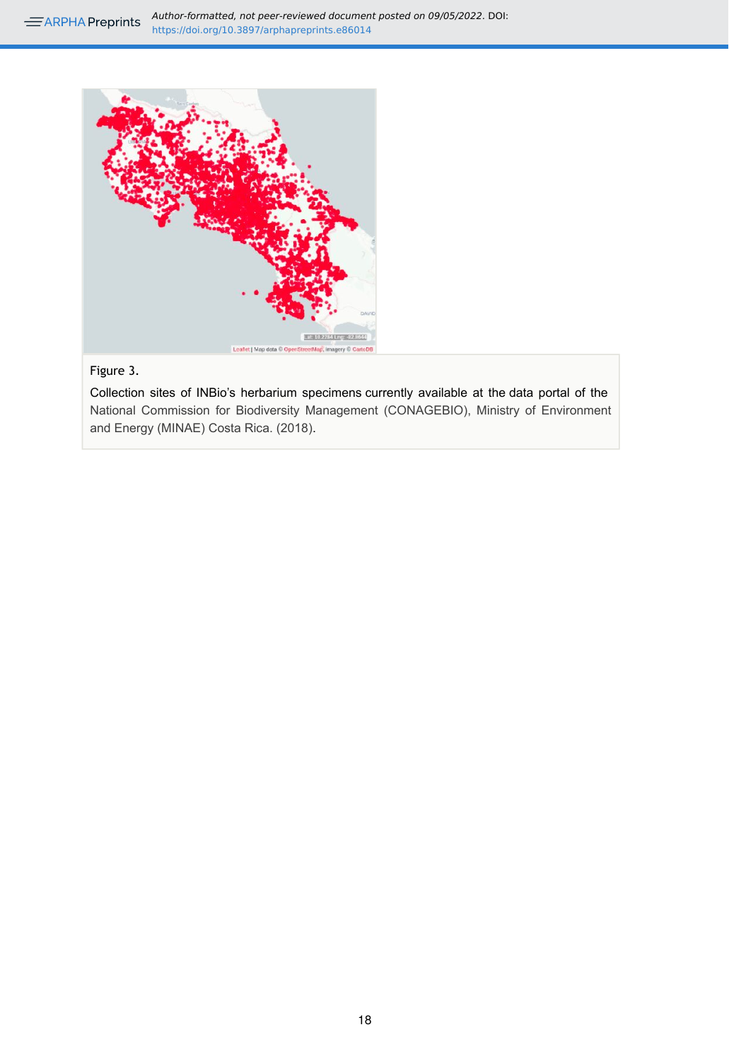Figure 3.

Collection sites of INBio's herbarium specimens currently available at the data portal of the National Commission for Biodiversity Management (CONAGEBIO), Ministry of Environment and Energy (MINAE) Costa Rica. (2018).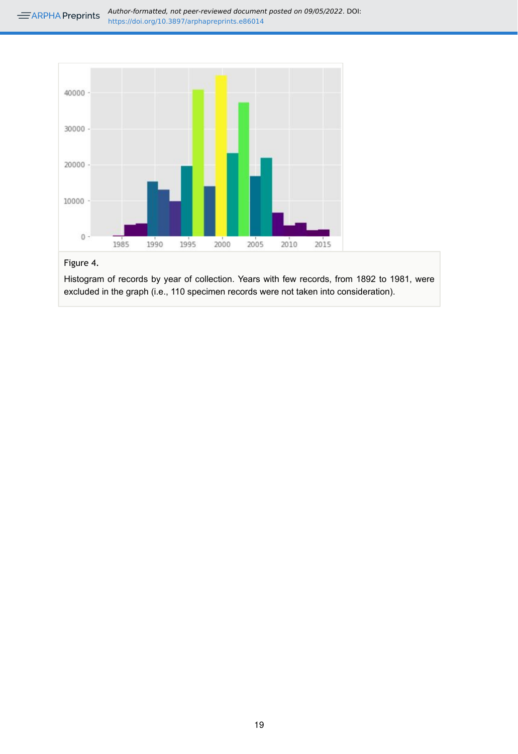Figure 4.

Histogram of records by year of collection. Years with few records, from 1892 to 1981, were excluded in the graph (i.e., 110 specimen records were not taken into consideration).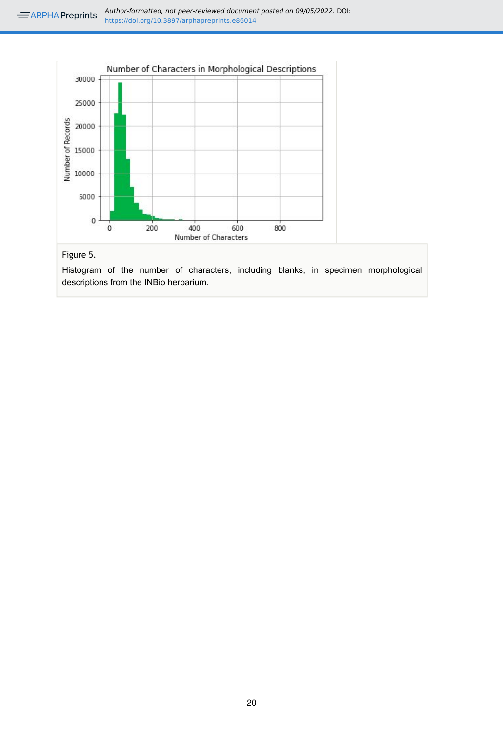Figure 5.

Histogram of the number of characters, including blanks, in specimen morphological descriptions from the INBio herbarium.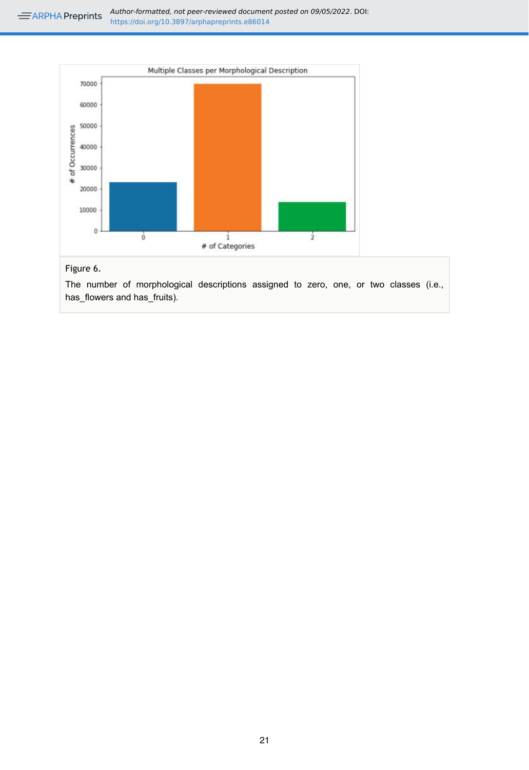Figure 6.

The number of morphological descriptions assigned to zero, one, or two classes (i.e., has_flowers and has_fruits).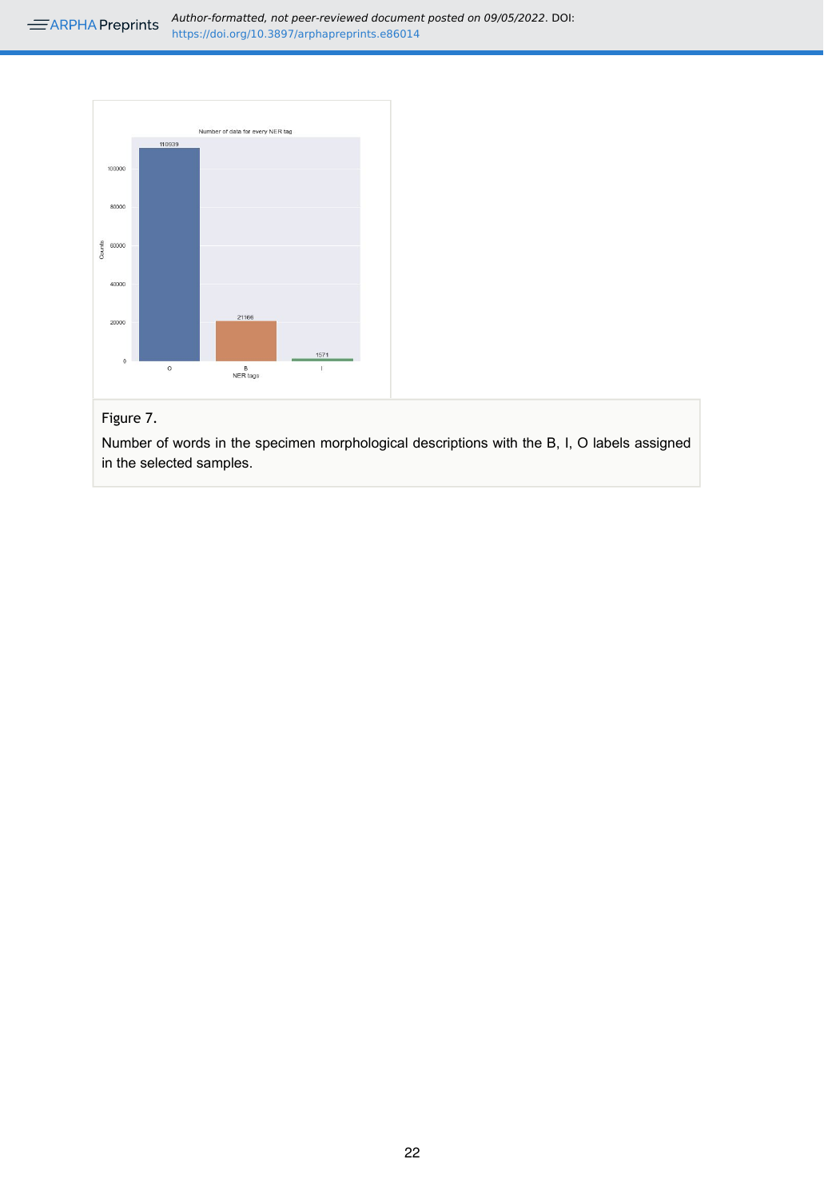Figure 7.

Number of words in the specimen morphological descriptions with the B, I, O labels assigned in the selected samples.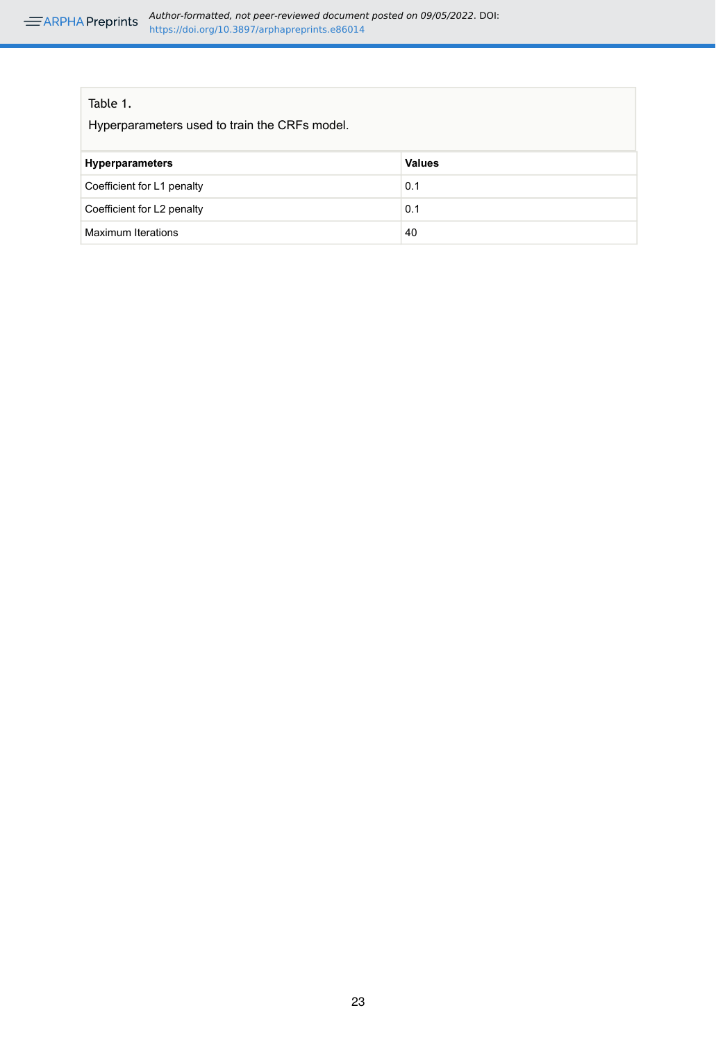Table 1.

Hyperparameters used to train the CRFs model.

| Hyperparameters | Values |
| --- | --- |
| Coefficient for L1 penalty | 0.1 |
| Coefficient for L2 penalty | 0.1 |
| Maximum Iterations | 40 |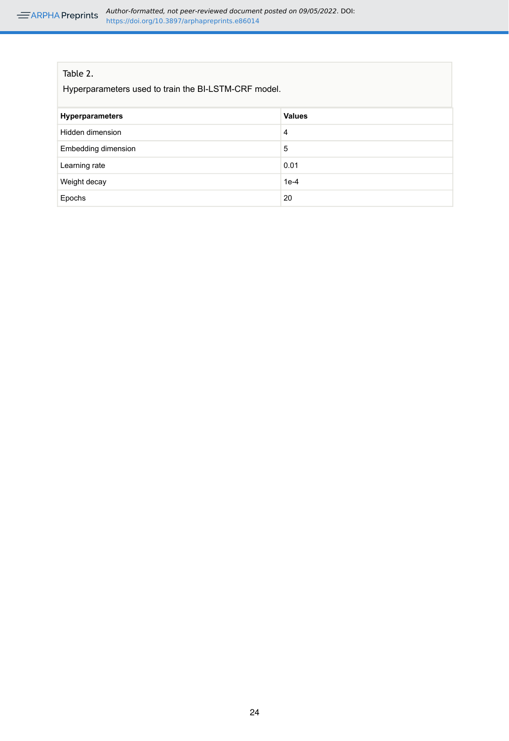Table 2.

Hyperparameters used to train the BI-LSTM-CRF model.

| Hyperparameters | Values |
| --- | --- |
| Hidden dimension | 4 |
| Embedding dimension | 5 |
| Learning rate | 0.01 |
| Weight decay | 1e-4 |
| Epochs | 20 |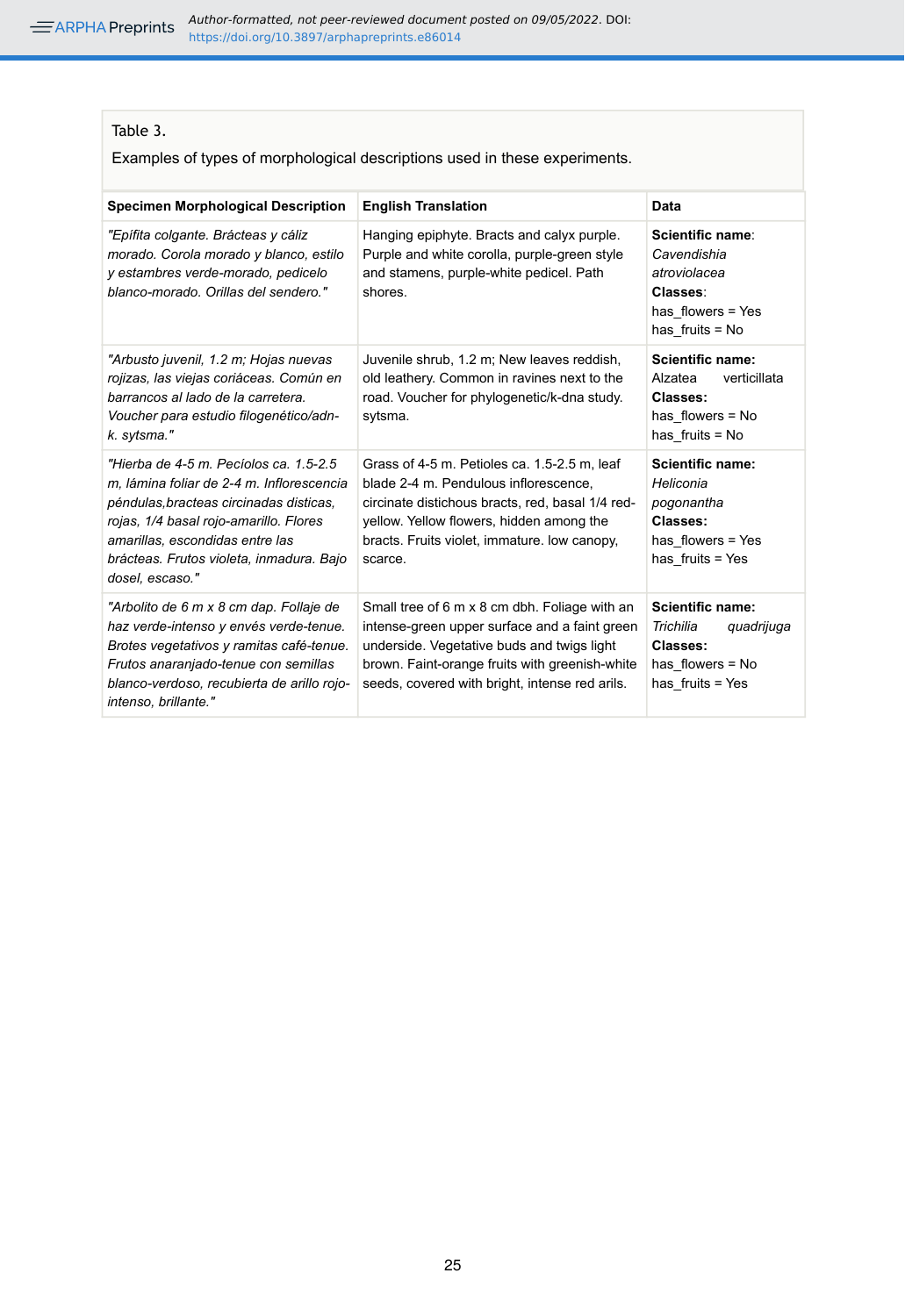Table 3.

Examples of types of morphological descriptions used in these experiments.

| Specimen Morphological Description | English Translation | Data |
|---|---|---|
| *"Epífita colgante. Brácteas y cáliz morado. Corola morado y blanco, estilo y estambres verde-morado, pedicelo blanco-morado. Orillas del sendero."* | Hanging epiphyte. Bracts and calyx purple. Purple and white corolla, purple-green style and stamens, purple-white pedicel. Path shores. | **Scientific name**: *Cavendishia atroviolacea* **Classes**: has_flowers = Yes has_fruits = No |
| *"Arbusto juvenil, 1.2 m; Hojas nuevas rojizas, las viejas coriáceas. Común en barrancos al lado de la carretera. Voucher para estudio filogenético/adn-k. sytsma."* | Juvenile shrub, 1.2 m; New leaves reddish, old leathery. Common in ravines next to the road. Voucher for phylogenetic/k-dna study. sytsma. | **Scientific name:** Alzatea verticillata **Classes:** has_flowers = No has_fruits = No |
| *"Hierba de 4-5 m. Pecíolos ca. 1.5-2.5 m, lámina foliar de 2-4 m. Inflorescencia péndulas,bracteas circinadas disticas, rojas, 1/4 basal rojo-amarillo. Flores amarillas, escondidas entre las brácteas. Frutos violeta, inmadura. Bajo dosel, escaso."* | Grass of 4-5 m. Petioles ca. 1.5-2.5 m, leaf blade 2-4 m. Pendulous inflorescence, circinate distichous bracts, red, basal 1/4 red-yellow. Yellow flowers, hidden among the bracts. Fruits violet, immature. low canopy, scarce. | **Scientific name:** *Heliconia pogonantha* **Classes:** has_flowers = Yes has_fruits = Yes |
| *"Arbolito de 6 m x 8 cm dap. Follaje de haz verde-intenso y envés verde-tenue. Brotes vegetativos y ramitas café-tenue. Frutos anaranjado-tenue con semillas blanco-verdoso, recubierta de arillo rojo-intenso, brillante."* | Small tree of 6 m x 8 cm dbh. Foliage with an intense-green upper surface and a faint green underside. Vegetative buds and twigs light brown. Faint-orange fruits with greenish-white seeds, covered with bright, intense red arils. | **Scientific name:** *Trichilia quadrijuga* **Classes:** has_flowers = No has_fruits = Yes |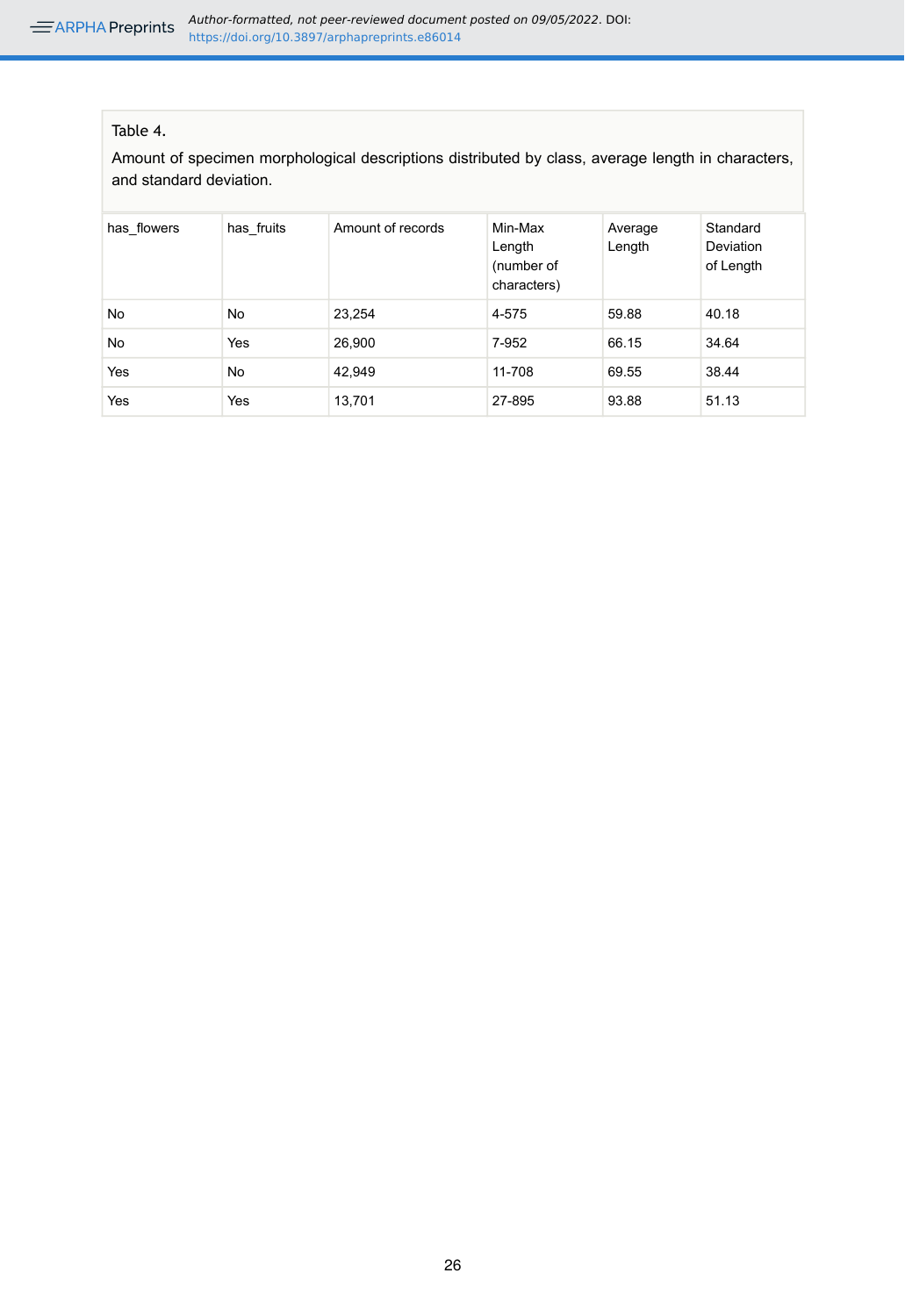Table 4.

Amount of specimen morphological descriptions distributed by class, average length in characters, and standard deviation.

| has_flowers | has_fruits | Amount of records | Min-Max Length (number of characters) | Average Length | Standard Deviation of Length |
|---|---|---|---|---|---|
| No | No | 23,254 | 4-575 | 59.88 | 40.18 |
| No | Yes | 26,900 | 7-952 | 66.15 | 34.64 |
| Yes | No | 42,949 | 11-708 | 69.55 | 38.44 |
| Yes | Yes | 13,701 | 27-895 | 93.88 | 51.13 |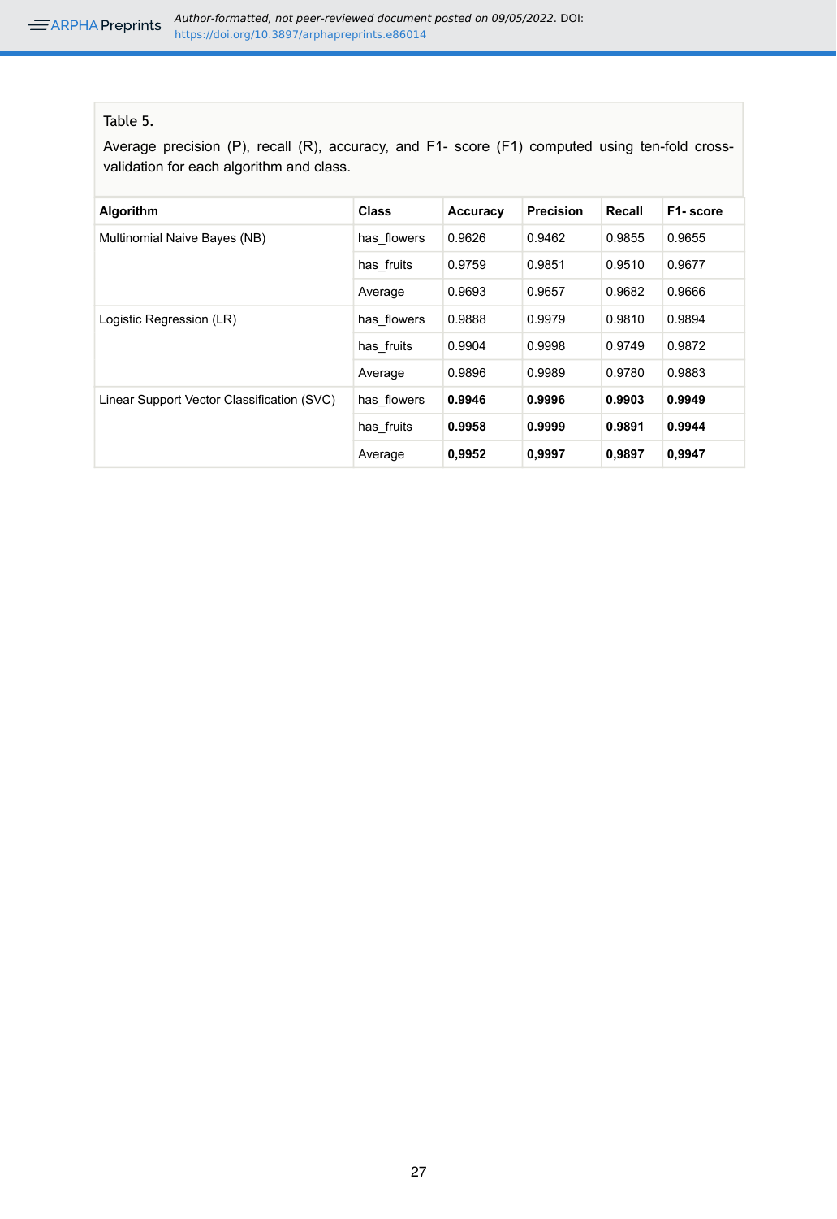Table 5.

Average precision (P), recall (R), accuracy, and F1- score (F1) computed using ten-fold cross-validation for each algorithm and class.

| Algorithm | Class | Accuracy | Precision | Recall | F1- score |
|---|---|---|---|---|---|
| Multinomial Naive Bayes (NB) | has_flowers | 0.9626 | 0.9462 | 0.9855 | 0.9655 |
| | has_fruits | 0.9759 | 0.9851 | 0.9510 | 0.9677 |
| | Average | 0.9693 | 0.9657 | 0.9682 | 0.9666 |
| Logistic Regression (LR) | has_flowers | 0.9888 | 0.9979 | 0.9810 | 0.9894 |
| | has_fruits | 0.9904 | 0.9998 | 0.9749 | 0.9872 |
| | Average | 0.9896 | 0.9989 | 0.9780 | 0.9883 |
| Linear Support Vector Classification (SVC) | has_flowers | **0.9946** | **0.9996** | **0.9903** | **0.9949** |
| | has_fruits | **0.9958** | **0.9999** | **0.9891** | **0.9944** |
| | Average | **0,9952** | **0,9997** | **0,9897** | **0,9947** |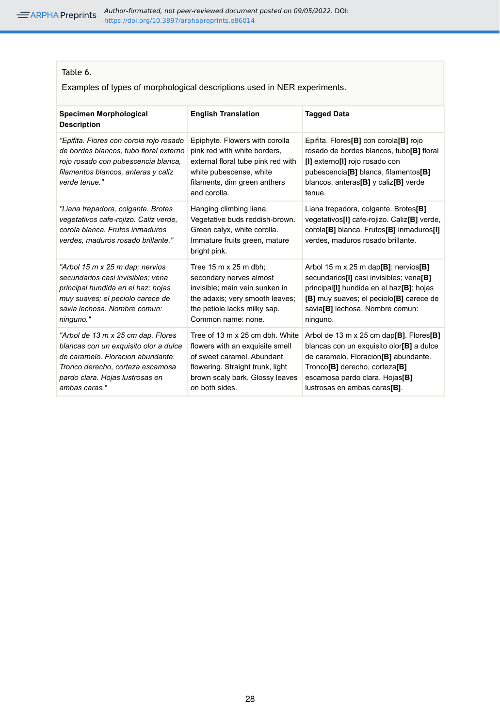Table 6.

Examples of types of morphological descriptions used in NER experiments.

| **Specimen Morphological Description** | **English Translation** | **Tagged Data** |
|---|---|---|
| *"Epifita. Flores con corola rojo rosado de bordes blancos, tubo floral externo rojo rosado con pubescencia blanca, filamentos blancos, anteras y caliz verde tenue."* | Epiphyte. Flowers with corolla pink red with white borders, external floral tube pink red with white pubesense, white filaments, dim green anthers and corolla. | Epifita. Flores**[B]** con corola**[B]** rojo rosado de bordes blancos, tubo**[B]** floral**[I]** externo**[I]** rojo rosado con pubescencia**[B]** blanca, filamentos**[B]** blancos, anteras**[B]** y caliz**[B]** verde tenue. |
| *"Liana trepadora, colgante. Brotes vegetativos cafe-rojizo. Caliz verde, corola blanca. Frutos inmaduros verdes, maduros rosado brillante."* | Hanging climbing liana. Vegetative buds reddish-brown. Green calyx, white corolla. Immature fruits green, mature bright pink. | Liana trepadora, colgante. Brotes**[B]** vegetativos**[I]** cafe-rojizo. Caliz**[B]** verde, corola**[B]** blanca. Frutos**[B]** inmaduros**[I]** verdes, maduros rosado brillante. |
| *"Arbol 15 m x 25 m dap; nervios secundarios casi invisibles; vena principal hundida en el haz; hojas muy suaves; el peciolo carece de savia lechosa. Nombre comun: ninguno."* | Tree 15 m x 25 m dbh; secondary nerves almost invisible; main vein sunken in the adaxis; very smooth leaves; the petiole lacks milky sap. Common name: none. | Arbol 15 m x 25 m dap**[B]**; nervios**[B]** secundarios**[I]** casi invisibles; vena**[B]** principal**[I]** hundida en el haz**[B]**; hojas **[B]** muy suaves; el peciolo**[B]** carece de savia**[B]** lechosa. Nombre comun: ninguno. |
| *"Arbol de 13 m x 25 cm dap. Flores blancas con un exquisito olor a dulce de caramelo. Floracion abundante. Tronco derecho, corteza escamosa pardo clara. Hojas lustrosas en ambas caras."* | Tree of 13 m x 25 cm dbh. White flowers with an exquisite smell of sweet caramel. Abundant flowering. Straight trunk, light brown scaly bark. Glossy leaves on both sides. | Arbol de 13 m x 25 cm dap**[B]**. Flores**[B]** blancas con un exquisito olor**[B]** a dulce de caramelo. Floracion**[B]** abundante. Tronco**[B]** derecho, corteza**[B]** escamosa pardo clara. Hojas**[B]** lustrosas en ambas caras**[B]**. |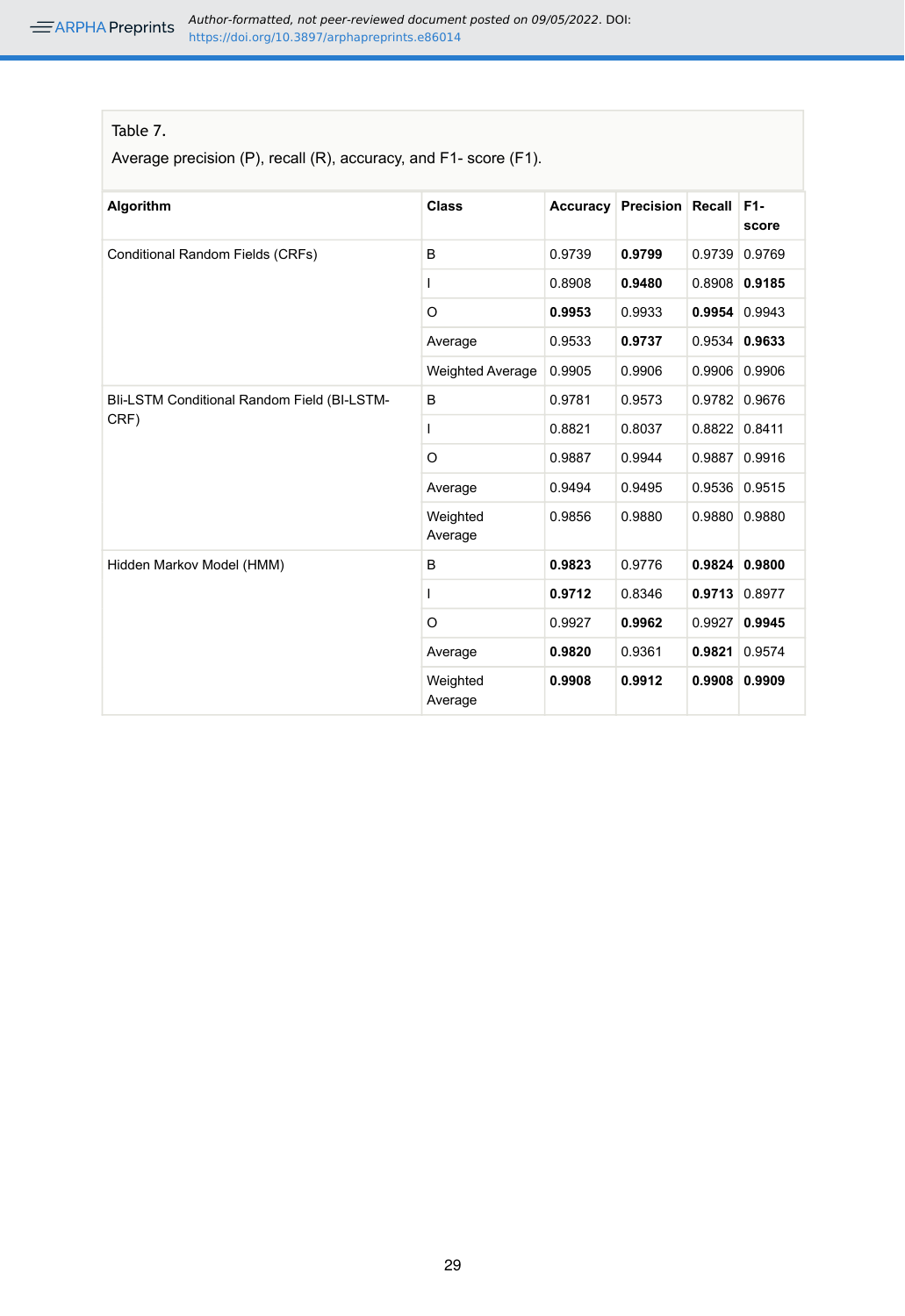Table 7.

Average precision (P), recall (R), accuracy, and F1- score (F1).

| **Algorithm** | **Class** | **Accuracy** | **Precision** | **Recall** | **F1-score** |
|---|---|---|---|---|---|
| Conditional Random Fields (CRFs) | B | 0.9739 | **0.9799** | 0.9739 | 0.9769 |
| | I | 0.8908 | **0.9480** | 0.8908 | **0.9185** |
| | O | **0.9953** | 0.9933 | **0.9954** | 0.9943 |
| | Average | 0.9533 | **0.9737** | 0.9534 | **0.9633** |
| | Weighted Average | 0.9905 | 0.9906 | 0.9906 | 0.9906 |
| Bli-LSTM Conditional Random Field (BI-LSTM-CRF) | B | 0.9781 | 0.9573 | 0.9782 | 0.9676 |
| | I | 0.8821 | 0.8037 | 0.8822 | 0.8411 |
| | O | 0.9887 | 0.9944 | 0.9887 | 0.9916 |
| | Average | 0.9494 | 0.9495 | 0.9536 | 0.9515 |
| | Weighted Average | 0.9856 | 0.9880 | 0.9880 | 0.9880 |
| Hidden Markov Model (HMM) | B | **0.9823** | 0.9776 | **0.9824** | **0.9800** |
| | I | **0.9712** | 0.8346 | **0.9713** | 0.8977 |
| | O | 0.9927 | **0.9962** | 0.9927 | **0.9945** |
| | Average | **0.9820** | 0.9361 | **0.9821** | 0.9574 |
| | Weighted Average | **0.9908** | **0.9912** | **0.9908** | **0.9909** |